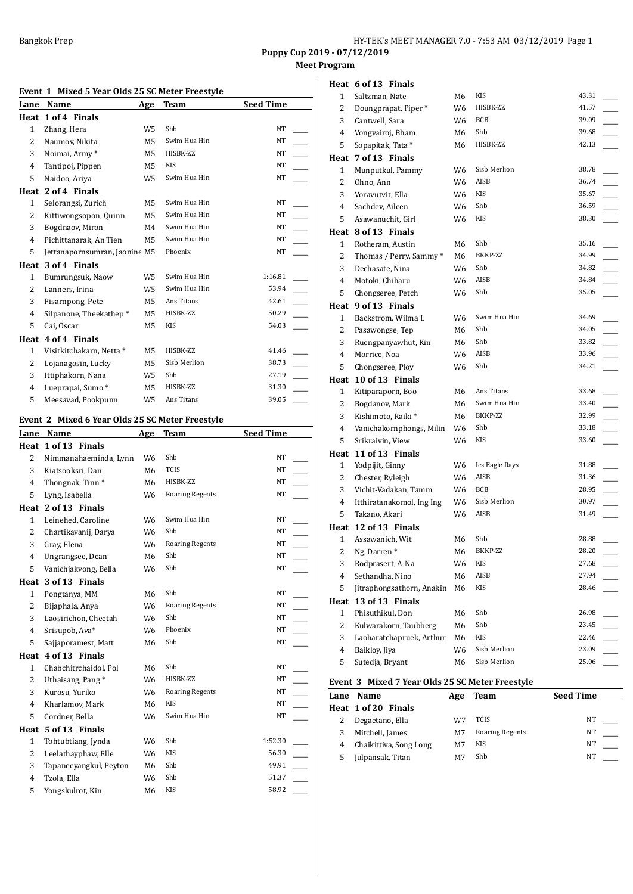Bangkok Prep

**Puppy Cup 2019 - 07/12/2019**

**Meet Program**

### Event 1 Mixed 5 Year Olds 25 SC Meter Freestyle

| Lane | Name | Age | Team | Seed Time | |
|---|---|---|---|---|---|
| **Heat 1 of 4 Finals** | | | | | |
| 1 | Zhang, Hera | W5 | Shb | NT | ____ |
| 2 | Naumov, Nikita | M5 | Swim Hua Hin | NT | ____ |
| 3 | Noimai, Army * | M5 | HISBK-ZZ | NT | ____ |
| 4 | Tantipoj, Pippen | M5 | KIS | NT | ____ |
| 5 | Naidoo, Ariya | W5 | Swim Hua Hin | NT | ____ |
| **Heat 2 of 4 Finals** | | | | | |
| 1 | Selorangsi, Zurich | M5 | Swim Hua Hin | NT | ____ |
| 2 | Kittiwongsopon, Quinn | M5 | Swim Hua Hin | NT | ____ |
| 3 | Bogdnaov, Miron | M4 | Swim Hua Hin | NT | ____ |
| 4 | Pichittanarak, An Tien | M5 | Swim Hua Hin | NT | ____ |
| 5 | Jettanapornsumran, Jaonine | M5 | Phoenix | NT | ____ |
| **Heat 3 of 4 Finals** | | | | | |
| 1 | Bumrungsuk, Naow | W5 | Swim Hua Hin | 1:16.81 | ____ |
| 2 | Lanners, Irina | W5 | Swim Hua Hin | 53.94 | ____ |
| 3 | Pisarnpong, Pete | M5 | Ans Titans | 42.61 | ____ |
| 4 | Silpanone, Theekathep * | M5 | HISBK-ZZ | 50.29 | ____ |
| 5 | Cai, Oscar | M5 | KIS | 54.03 | ____ |
| **Heat 4 of 4 Finals** | | | | | |
| 1 | Visitkitchakarn, Netta * | M5 | HISBK-ZZ | 41.46 | ____ |
| 2 | Lojanagosin, Lucky | M5 | Sisb Merlion | 38.73 | ____ |
| 3 | Ittiphakorn, Nana | W5 | Shb | 27.19 | ____ |
| 4 | Lueprapai, Sumo * | M5 | HISBK-ZZ | 31.30 | ____ |
| 5 | Meesavad, Pookpunn | W5 | Ans Titans | 39.05 | ____ |

### Event 2 Mixed 6 Year Olds 25 SC Meter Freestyle

| Lane | Name | Age | Team | Seed Time | |
|---|---|---|---|---|---|
| **Heat 1 of 13 Finals** | | | | | |
| 2 | Nimmanahaeminda, Lynn | W6 | Shb | NT | ____ |
| 3 | Kiatsooksri, Dan | M6 | TCIS | NT | ____ |
| 4 | Thongnak, Tinn * | M6 | HISBK-ZZ | NT | ____ |
| 5 | Lyng, Isabella | W6 | Roaring Regents | NT | ____ |
| **Heat 2 of 13 Finals** | | | | | |
| 1 | Leinehed, Caroline | W6 | Swim Hua Hin | NT | ____ |
| 2 | Chartikavanij, Darya | W6 | Shb | NT | ____ |
| 3 | Gray, Elena | W6 | Roaring Regents | NT | ____ |
| 4 | Ungrangsee, Dean | M6 | Shb | NT | ____ |
| 5 | Vanichjakvong, Bella | W6 | Shb | NT | ____ |
| **Heat 3 of 13 Finals** | | | | | |
| 1 | Pongtanya, MM | M6 | Shb | NT | ____ |
| 2 | Bijaphala, Anya | W6 | Roaring Regents | NT | ____ |
| 3 | Laosirichon, Cheetah | W6 | Shb | NT | ____ |
| 4 | Srisupob, Ava* | W6 | Phoenix | NT | ____ |
| 5 | Sajjaporamest, Matt | M6 | Shb | NT | ____ |
| **Heat 4 of 13 Finals** | | | | | |
| 1 | Chabchitrchaidol, Pol | M6 | Shb | NT | ____ |
| 2 | Uthaisang, Pang * | W6 | HISBK-ZZ | NT | ____ |
| 3 | Kurosu, Yuriko | W6 | Roaring Regents | NT | ____ |
| 4 | Kharlamov, Mark | M6 | KIS | NT | ____ |
| 5 | Cordner, Bella | W6 | Swim Hua Hin | NT | ____ |
| **Heat 5 of 13 Finals** | | | | | |
| 1 | Tohtubtiang, Jynda | W6 | Shb | 1:52.30 | ____ |
| 2 | Leelathayphaw, Elle | W6 | KIS | 56.30 | ____ |
| 3 | Tapaneeyangkul, Peyton | M6 | Shb | 49.91 | ____ |
| 4 | Tzola, Ella | W6 | Shb | 51.37 | ____ |
| 5 | Yongskulrot, Kin | M6 | KIS | 58.92 | ____ |
| **Heat 6 of 13 Finals** | | | | | |
| 1 | Saltzman, Nate | M6 | KIS | 43.31 | ____ |
| 2 | Doungprapat, Piper * | W6 | HISBK-ZZ | 41.57 | ____ |
| 3 | Cantwell, Sara | W6 | BCB | 39.09 | ____ |
| 4 | Vongvairoj, Bham | M6 | Shb | 39.68 | ____ |
| 5 | Sopapitak, Tata * | M6 | HISBK-ZZ | 42.13 | ____ |
| **Heat 7 of 13 Finals** | | | | | |
| 1 | Munputkul, Pammy | W6 | Sisb Merlion | 38.78 | ____ |
| 2 | Ohno, Ann | W6 | AISB | 36.74 | ____ |
| 3 | Voravutvit, Ella | W6 | KIS | 35.67 | ____ |
| 4 | Sachdev, Aileen | W6 | Shb | 36.59 | ____ |
| 5 | Asawanuchit, Girl | W6 | KIS | 38.30 | ____ |
| **Heat 8 of 13 Finals** | | | | | |
| 1 | Rotheram, Austin | M6 | Shb | 35.16 | ____ |
| 2 | Thomas / Perry, Sammy * | M6 | BKKP-ZZ | 34.99 | ____ |
| 3 | Dechasate, Nina | W6 | Shb | 34.82 | ____ |
| 4 | Motoki, Chiharu | W6 | AISB | 34.84 | ____ |
| 5 | Chongseree, Petch | W6 | Shb | 35.05 | ____ |
| **Heat 9 of 13 Finals** | | | | | |
| 1 | Backstrom, Wilma L | W6 | Swim Hua Hin | 34.69 | ____ |
| 2 | Pasawongse, Tep | M6 | Shb | 34.05 | ____ |
| 3 | Ruengpanyawhut, Kin | M6 | Shb | 33.82 | ____ |
| 4 | Morrice, Noa | W6 | AISB | 33.96 | ____ |
| 5 | Chongseree, Ploy | W6 | Shb | 34.21 | ____ |
| **Heat 10 of 13 Finals** | | | | | |
| 1 | Kitiparaporn, Boo | M6 | Ans Titans | 33.68 | ____ |
| 2 | Bogdanov, Mark | M6 | Swim Hua Hin | 33.40 | ____ |
| 3 | Kishimoto, Raiki * | M6 | BKKP-ZZ | 32.99 | ____ |
| 4 | Vanichakornphongs, Milin | W6 | Shb | 33.18 | ____ |
| 5 | Srikraivin, View | W6 | KIS | 33.60 | ____ |
| **Heat 11 of 13 Finals** | | | | | |
| 1 | Yodpijit, Ginny | W6 | Ics Eagle Rays | 31.88 | ____ |
| 2 | Chester, Ryleigh | W6 | AISB | 31.36 | ____ |
| 3 | Vichit-Vadakan, Tamm | W6 | BCB | 28.95 | ____ |
| 4 | Itthiratanakomol, Ing Ing | W6 | Sisb Merlion | 30.97 | ____ |
| 5 | Takano, Akari | W6 | AISB | 31.49 | ____ |
| **Heat 12 of 13 Finals** | | | | | |
| 1 | Assawanich, Wit | M6 | Shb | 28.88 | ____ |
| 2 | Ng, Darren * | M6 | BKKP-ZZ | 28.20 | ____ |
| 3 | Rodprasert, A-Na | W6 | KIS | 27.68 | ____ |
| 4 | Sethandha, Nino | M6 | AISB | 27.94 | ____ |
| 5 | Jitraphongsathorn, Anakin | M6 | KIS | 28.46 | ____ |
| **Heat 13 of 13 Finals** | | | | | |
| 1 | Phisuthikul, Don | M6 | Shb | 26.98 | ____ |
| 2 | Kulwarakorn, Taubberg | M6 | Shb | 23.45 | ____ |
| 3 | Laoharatchapruek, Arthur | M6 | KIS | 22.46 | ____ |
| 4 | Baikloy, Jiya | W6 | Sisb Merlion | 23.09 | ____ |
| 5 | Sutedja, Bryant | M6 | Sisb Merlion | 25.06 | ____ |

### Event 3 Mixed 7 Year Olds 25 SC Meter Freestyle

| Lane | Name | Age | Team | Seed Time | |
|---|---|---|---|---|---|
| **Heat 1 of 20 Finals** | | | | | |
| 2 | Degaetano, Ella | W7 | TCIS | NT | ____ |
| 3 | Mitchell, James | M7 | Roaring Regents | NT | ____ |
| 4 | Chaikittiva, Song Long | M7 | KIS | NT | ____ |
| 5 | Julpansak, Titan | M7 | Shb | NT | ____ |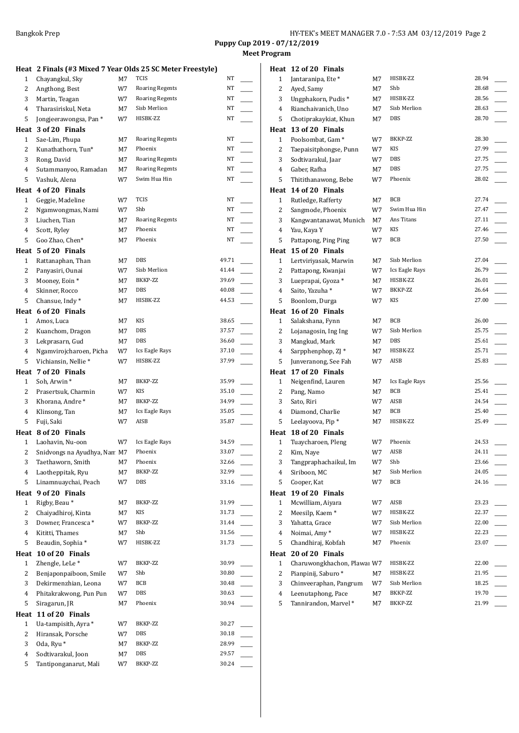**Puppy Cup 2019 - 07/12/2019**

**Meet Program**

### Heat 2 Finals (#3 Mixed 7 Year Olds 25 SC Meter Freestyle)

| Lane | Name | Age | Team | Seed Time | |
|---|---|---|---|---|---|
| 1 | Chayangkul, Sky | M7 | TCIS | NT | ___ |
| 2 | Angthong, Best | W7 | Roaring Regents | NT | ___ |
| 3 | Martin, Teagan | W7 | Roaring Regents | NT | ___ |
| 4 | Tharasiriskul, Neta | M7 | Sisb Merlion | NT | ___ |
| 5 | Jongjeerawongsa, Pan * | W7 | HISBK-ZZ | NT | ___ |

### Heat 3 of 20 Finals

| Lane | Name | Age | Team | Seed Time | |
|---|---|---|---|---|---|
| 1 | Sae-Lim, Phupa | M7 | Roaring Regents | NT | ___ |
| 2 | Kunathathorn, Tun* | M7 | Phoenix | NT | ___ |
| 3 | Rong, David | M7 | Roaring Regents | NT | ___ |
| 4 | Sutammanyoo, Ramadan | M7 | Roaring Regents | NT | ___ |
| 5 | Vashuk, Alena | W7 | Swim Hua Hin | NT | ___ |

### Heat 4 of 20 Finals

| Lane | Name | Age | Team | Seed Time | |
|---|---|---|---|---|---|
| 1 | Geggie, Madeline | W7 | TCIS | NT | ___ |
| 2 | Ngamwongmas, Nami | W7 | Shb | NT | ___ |
| 3 | Liuchen, Tian | M7 | Roaring Regents | NT | ___ |
| 4 | Scott, Ryley | M7 | Phoenix | NT | ___ |
| 5 | Goo Zhao, Chen* | M7 | Phoenix | NT | ___ |

### Heat 5 of 20 Finals

| Lane | Name | Age | Team | Seed Time | |
|---|---|---|---|---|---|
| 1 | Rattanaphan, Than | M7 | DBS | 49.71 | ___ |
| 2 | Panyasiri, Ounai | W7 | Sisb Merlion | 41.44 | ___ |
| 3 | Mooney, Eoin * | M7 | BKKP-ZZ | 39.69 | ___ |
| 4 | Skinner, Rocco | M7 | DBS | 40.08 | ___ |
| 5 | Chansue, Indy * | M7 | HISBK-ZZ | 44.53 | ___ |

### Heat 6 of 20 Finals

| Lane | Name | Age | Team | Seed Time | |
|---|---|---|---|---|---|
| 1 | Amos, Luca | M7 | KIS | 38.65 | ___ |
| 2 | Kuanchom, Dragon | M7 | DBS | 37.57 | ___ |
| 3 | Lekprasarn, Gud | M7 | DBS | 36.60 | ___ |
| 4 | Ngamvirojcharoen, Picha | W7 | Ics Eagle Rays | 37.10 | ___ |
| 5 | Vichiansin, Nellie * | W7 | HISBK-ZZ | 37.99 | ___ |

### Heat 7 of 20 Finals

| Lane | Name | Age | Team | Seed Time | |
|---|---|---|---|---|---|
| 1 | Soh, Arwin * | M7 | BKKP-ZZ | 35.99 | ___ |
| 2 | Prasertsuk, Charmin | W7 | KIS | 35.10 | ___ |
| 3 | Khorana, Andre * | M7 | BKKP-ZZ | 34.99 | ___ |
| 4 | Klinsong, Tan | M7 | Ics Eagle Rays | 35.05 | ___ |
| 5 | Fuji, Saki | W7 | AISB | 35.87 | ___ |

### Heat 8 of 20 Finals

| Lane | Name | Age | Team | Seed Time | |
|---|---|---|---|---|---|
| 1 | Laohavin, Nu-oon | W7 | Ics Eagle Rays | 34.59 | ___ |
| 2 | Snidvongs na Ayudhya, Nam | M7 | Phoenix | 33.07 | ___ |
| 3 | Taethaworn, Smith | M7 | Phoenix | 32.66 | ___ |
| 4 | Laotheppitak, Ryu | M7 | BKKP-ZZ | 32.99 | ___ |
| 5 | Linamnuaychai, Peach | W7 | DBS | 33.16 | ___ |

### Heat 9 of 20 Finals

| Lane | Name | Age | Team | Seed Time | |
|---|---|---|---|---|---|
| 1 | Rigby, Beau * | M7 | BKKP-ZZ | 31.99 | ___ |
| 2 | Chaiyadhiroj, Kinta | M7 | KIS | 31.73 | ___ |
| 3 | Downer, Francesca * | W7 | BKKP-ZZ | 31.44 | ___ |
| 4 | Kititti, Thames | M7 | Shb | 31.56 | ___ |
| 5 | Beaudin, Sophia * | W7 | HISBK-ZZ | 31.73 | ___ |

### Heat 10 of 20 Finals

| Lane | Name | Age | Team | Seed Time | |
|---|---|---|---|---|---|
| 1 | Zhengle, LeLe * | W7 | BKKP-ZZ | 30.99 | ___ |
| 2 | Benjaponpaiboon, Smile | W7 | Shb | 30.80 | ___ |
| 3 | Dekirmenzhian, Leona | W7 | BCB | 30.48 | ___ |
| 4 | Phitakrakwong, Pun Pun | W7 | DBS | 30.63 | ___ |
| 5 | Siragarun, JR | M7 | Phoenix | 30.94 | ___ |

### Heat 11 of 20 Finals

| Lane | Name | Age | Team | Seed Time | |
|---|---|---|---|---|---|
| 1 | Ua-tampisith, Ayra * | W7 | BKKP-ZZ | 30.27 | ___ |
| 2 | Hiransak, Porsche | W7 | DBS | 30.18 | ___ |
| 3 | Oda, Ryu * | M7 | BKKP-ZZ | 28.99 | ___ |
| 4 | Sodtivarakul, Joon | M7 | DBS | 29.57 | ___ |
| 5 | Tantiponganarut, Mali | W7 | BKKP-ZZ | 30.24 | ___ |

### Heat 12 of 20 Finals

| Lane | Name | Age | Team | Seed Time | |
|---|---|---|---|---|---|
| 1 | Jantaranipa, Ete * | M7 | HISBK-ZZ | 28.94 | ___ |
| 2 | Ayed, Samy | M7 | Shb | 28.68 | ___ |
| 3 | Ungphakorn, Pudis * | M7 | HISBK-ZZ | 28.56 | ___ |
| 4 | Rianchaivanich, Uno | M7 | Sisb Merlion | 28.63 | ___ |
| 5 | Chotiprakaykiat, Khun | M7 | DBS | 28.70 | ___ |

### Heat 13 of 20 Finals

| Lane | Name | Age | Team | Seed Time | |
|---|---|---|---|---|---|
| 1 | Poolsombat, Gam * | W7 | BKKP-ZZ | 28.30 | ___ |
| 2 | Taepaisitphongse, Punn | W7 | KIS | 27.99 | ___ |
| 3 | Sodtivarakul, Jaar | W7 | DBS | 27.75 | ___ |
| 4 | Gaber, Rafha | M7 | DBS | 27.75 | ___ |
| 5 | Thitithanawong, Bebe | W7 | Phoenix | 28.02 | ___ |

### Heat 14 of 20 Finals

| Lane | Name | Age | Team | Seed Time | |
|---|---|---|---|---|---|
| 1 | Rutledge, Rafferty | M7 | BCB | 27.74 | ___ |
| 2 | Sangmode, Phoenix | W7 | Swim Hua Hin | 27.47 | ___ |
| 3 | Kangwantanawat, Munich | M7 | Ans Titans | 27.11 | ___ |
| 4 | Yau, Kaya Y | W7 | KIS | 27.46 | ___ |
| 5 | Pattapong, Ping Ping | W7 | BCB | 27.50 | ___ |

### Heat 15 of 20 Finals

| Lane | Name | Age | Team | Seed Time | |
|---|---|---|---|---|---|
| 1 | Lertviriyasak, Marwin | M7 | Sisb Merlion | 27.04 | ___ |
| 2 | Pattapong, Kwanjai | W7 | Ics Eagle Rays | 26.79 | ___ |
| 3 | Lueprapai, Gyoza * | M7 | HISBK-ZZ | 26.01 | ___ |
| 4 | Saito, Yazuha * | W7 | BKKP-ZZ | 26.64 | ___ |
| 5 | Boonlom, Durga | W7 | KIS | 27.00 | ___ |

### Heat 16 of 20 Finals

| Lane | Name | Age | Team | Seed Time | |
|---|---|---|---|---|---|
| 1 | Salakshana, Fynn | M7 | BCB | 26.00 | ___ |
| 2 | Lojanagosin, Ing Ing | W7 | Sisb Merlion | 25.75 | ___ |
| 3 | Mangkud, Mark | M7 | DBS | 25.61 | ___ |
| 4 | Sarpphenphop, ZJ * | M7 | HISBK-ZZ | 25.71 | ___ |
| 5 | Junveranong, See Fah | W7 | AISB | 25.83 | ___ |

### Heat 17 of 20 Finals

| Lane | Name | Age | Team | Seed Time | |
|---|---|---|---|---|---|
| 1 | Neigenfind, Lauren | M7 | Ics Eagle Rays | 25.56 | ___ |
| 2 | Pang, Namo | M7 | BCB | 25.41 | ___ |
| 3 | Sato, Riri | W7 | AISB | 24.54 | ___ |
| 4 | Diamond, Charlie | M7 | BCB | 25.40 | ___ |
| 5 | Leelayoova, Pip * | M7 | HISBK-ZZ | 25.49 | ___ |

### Heat 18 of 20 Finals

| Lane | Name | Age | Team | Seed Time | |
|---|---|---|---|---|---|
| 1 | Tuaycharoen, Pleng | W7 | Phoenix | 24.53 | ___ |
| 2 | Kim, Naye | W7 | AISB | 24.11 | ___ |
| 3 | Tangpraphachaikul, Im | W7 | Shb | 23.66 | ___ |
| 4 | Siriboon, MC | M7 | Sisb Merlion | 24.05 | ___ |
| 5 | Cooper, Kat | W7 | BCB | 24.16 | ___ |

### Heat 19 of 20 Finals

| Lane | Name | Age | Team | Seed Time | |
|---|---|---|---|---|---|
| 1 | Mcwilliam, Aiyara | W7 | AISB | 23.23 | ___ |
| 2 | Meesilp, Kaem * | W7 | HISBK-ZZ | 22.37 | ___ |
| 3 | Yahatta, Grace | W7 | Sisb Merlion | 22.00 | ___ |
| 4 | Noimai, Amy * | W7 | HISBK-ZZ | 22.23 | ___ |
| 5 | Chandhiraj, Kobfah | M7 | Phoenix | 23.07 | ___ |

### Heat 20 of 20 Finals

| Lane | Name | Age | Team | Seed Time | |
|---|---|---|---|---|---|
| 1 | Charuwongkhachon, Plawai | W7 | HISBK-ZZ | 22.00 | ___ |
| 2 | Pianpinij, Saburo * | M7 | HISBK-ZZ | 21.95 | ___ |
| 3 | Chinveeraphan, Pangrum | W7 | Sisb Merlion | 18.25 | ___ |
| 4 | Leenutaphong, Pace | M7 | BKKP-ZZ | 19.70 | ___ |
| 5 | Tannirandon, Marvel * | M7 | BKKP-ZZ | 21.99 | ___ |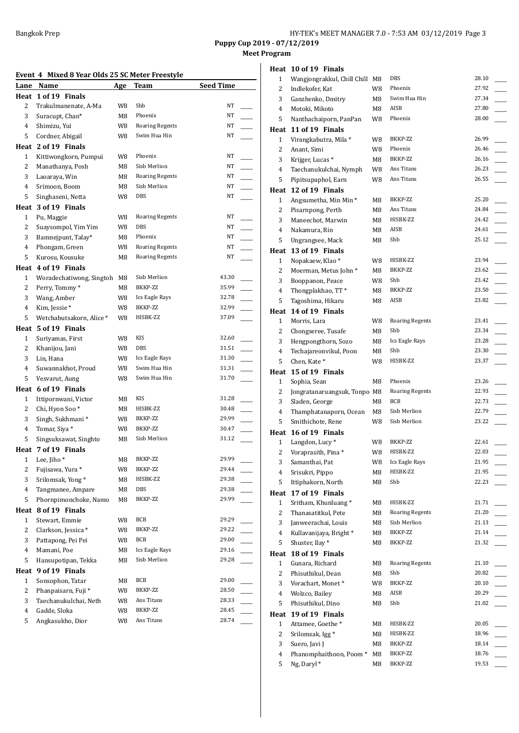**Puppy Cup 2019 - 07/12/2019**

**Meet Program**

### Event 4 Mixed 8 Year Olds 25 SC Meter Freestyle

| Lane | Name | Age | Team | Seed Time |
|---|---|---|---|---|
| **Heat 1 of 19 Finals** | | | | |
| 2 | Trakulmanenate, A-Ma | W8 | Shb | NT |
| 3 | Suracupt, Chan* | M8 | Phoenix | NT |
| 4 | Shimizu, Yui | W8 | Roaring Regents | NT |
| 5 | Cordner, Abigail | W8 | Swim Hua Hin | NT |
| **Heat 2 of 19 Finals** | | | | |
| 1 | Kittiwongkorn, Pumpui | W8 | Phoenix | NT |
| 2 | Manathanya, Posh | M8 | Sisb Merlion | NT |
| 3 | Laoaraya, Win | M8 | Roaring Regents | NT |
| 4 | Srimoon, Boom | M8 | Sisb Merlion | NT |
| 5 | Singhaseni, Netta | W8 | DBS | NT |
| **Heat 3 of 19 Finals** | | | | |
| 1 | Pu, Maggie | W8 | Roaring Regents | NT |
| 2 | Suaysompol, Yim Yim | W8 | DBS | NT |
| 3 | Bamnejpunt, Talay* | M8 | Phoenix | NT |
| 4 | Phongam, Green | W8 | Roaring Regents | NT |
| 5 | Kurosu, Kousuke | M8 | Roaring Regents | NT |
| **Heat 4 of 19 Finals** | | | | |
| 1 | Woradechatiwong, Singtoh | M8 | Sisb Merlion | 43.30 |
| 2 | Perry, Tommy * | M8 | BKKP-ZZ | 35.99 |
| 3 | Wang, Amber | W8 | Ics Eagle Rays | 32.78 |
| 4 | Kim, Jessie * | W8 | BKKP-ZZ | 32.99 |
| 5 | Wetchabutsakorn, Alice * | W8 | HISBK-ZZ | 37.09 |
| **Heat 5 of 19 Finals** | | | | |
| 1 | Suriyamas, First | W8 | KIS | 32.60 |
| 2 | Khanijou, Jani | W8 | DBS | 31.51 |
| 3 | Lin, Hana | W8 | Ics Eagle Rays | 31.30 |
| 4 | Suwannakhot, Proud | W8 | Swim Hua Hin | 31.31 |
| 5 | Vesvarut, Aung | W8 | Swim Hua Hin | 31.70 |
| **Heat 6 of 19 Finals** | | | | |
| 1 | Ittipornwani, Victor | M8 | KIS | 31.28 |
| 2 | Chi, Hyon Soo * | M8 | HISBK-ZZ | 30.48 |
| 3 | Singh, Sukhmani * | W8 | BKKP-ZZ | 29.99 |
| 4 | Tomar, Siya * | W8 | BKKP-ZZ | 30.47 |
| 5 | Singsuksawat, Singhto | M8 | Sisb Merlion | 31.12 |
| **Heat 7 of 19 Finals** | | | | |
| 1 | Lee, Jiho * | M8 | BKKP-ZZ | 29.99 |
| 2 | Fujisawa, Yura * | W8 | BKKP-ZZ | 29.44 |
| 3 | Srilomsak, Yong * | M8 | HISBK-ZZ | 29.38 |
| 4 | Tangmanee, Ampare | M8 | DBS | 29.38 |
| 5 | Phornpimonchoke, Namo | M8 | BKKP-ZZ | 29.99 |
| **Heat 8 of 19 Finals** | | | | |
| 1 | Stewart, Emmie | W8 | BCB | 29.29 |
| 2 | Clarkson, Jessica * | W8 | BKKP-ZZ | 29.22 |
| 3 | Pattapong, Pei Pei | W8 | BCB | 29.00 |
| 4 | Mamani, Poe | M8 | Ics Eagle Rays | 29.16 |
| 5 | Hansupotipan, Tekka | M8 | Sisb Merlion | 29.28 |
| **Heat 9 of 19 Finals** | | | | |
| 1 | Sonsophon, Tatar | M8 | BCB | 29.00 |
| 2 | Phanpaisarn, Fuji * | W8 | BKKP-ZZ | 28.50 |
| 3 | Taechanukulchai, Neth | W8 | Ans Titans | 28.33 |
| 4 | Gadde, Sloka | W8 | BKKP-ZZ | 28.45 |
| 5 | Angkasukho, Dior | W8 | Ans Titans | 28.74 |
| **Heat 10 of 19 Finals** | | | | |
| 1 | Wangjongrakkul, Chill Chill | M8 | DBS | 28.10 |
| 2 | Indlekofer, Kat | W8 | Phoenix | 27.92 |
| 3 | Ganzhenko, Dmitry | M8 | Swim Hua Hin | 27.34 |
| 4 | Motoki, Mikoto | M8 | AISB | 27.80 |
| 5 | Nanthachaiporn, PanPan | W8 | Phoenix | 28.00 |
| **Heat 11 of 19 Finals** | | | | |
| 1 | Virangkabutra, Mila * | W8 | BKKP-ZZ | 26.99 |
| 2 | Anant, Simi | W8 | Phoenix | 26.46 |
| 3 | Krijger, Lucas * | M8 | BKKP-ZZ | 26.16 |
| 4 | Taechanukulchai, Nymph | W8 | Ans Titans | 26.23 |
| 5 | Pipitsupaphol, Earn | W8 | Ans Titans | 26.55 |
| **Heat 12 of 19 Finals** | | | | |
| 1 | Angsumetha, Min Min * | M8 | BKKP-ZZ | 25.20 |
| 2 | Pisarnpong, Perth | M8 | Ans Titans | 24.84 |
| 3 | Maneechot, Marwin | M8 | HISBK-ZZ | 24.42 |
| 4 | Nakamura, Rin | M8 | AISB | 24.61 |
| 5 | Ungrangsee, Mack | M8 | Shb | 25.12 |
| **Heat 13 of 19 Finals** | | | | |
| 1 | Nopakaew, Klao * | W8 | HISBK-ZZ | 23.94 |
| 2 | Moerman, Metus John * | M8 | BKKP-ZZ | 23.62 |
| 3 | Booppanon, Peace | W8 | Shb | 23.42 |
| 4 | Thongplakhao, TT * | M8 | BKKP-ZZ | 23.50 |
| 5 | Tagoshima, Hikaru | M8 | AISB | 23.82 |
| **Heat 14 of 19 Finals** | | | | |
| 1 | Morris, Lara | W8 | Roaring Regents | 23.41 |
| 2 | Chongseree, Tusafe | M8 | Shb | 23.34 |
| 3 | Hengpongthorn, Sozo | M8 | Ics Eagle Rays | 23.28 |
| 4 | Techajareonvikul, Poon | M8 | Shb | 23.30 |
| 5 | Chen, Kate * | W8 | HISBK-ZZ | 23.37 |
| **Heat 15 of 19 Finals** | | | | |
| 1 | Sophia, Sean | M8 | Phoenix | 23.26 |
| 2 | Jongratanaruangsuk, Tonpo | M8 | Roaring Regents | 22.93 |
| 3 | Sladen, George | M8 | BCB | 22.73 |
| 4 | Thamphatanaporn, Ocean | M8 | Sisb Merlion | 22.79 |
| 5 | Smithichote, Rene | W8 | Sisb Merlion | 23.22 |
| **Heat 16 of 19 Finals** | | | | |
| 1 | Langdon, Lucy * | W8 | BKKP-ZZ | 22.61 |
| 2 | Voraprasith, Pina * | W8 | HISBK-ZZ | 22.03 |
| 3 | Samanthai, Pat | W8 | Ics Eagle Rays | 21.95 |
| 4 | Srisukri, Pippo | M8 | HISBK-ZZ | 21.95 |
| 5 | Ittiphakorn, North | M8 | Shb | 22.23 |
| **Heat 17 of 19 Finals** | | | | |
| 1 | Sritham, Khunluang * | M8 | HISBK-ZZ | 21.71 |
| 2 | Thanasatitkul, Pete | M8 | Roaring Regents | 21.20 |
| 3 | Janweerachai, Louis | M8 | Sisb Merlion | 21.13 |
| 4 | Kullavanijaya, Bright * | M8 | BKKP-ZZ | 21.14 |
| 5 | Shuster, Ilay * | M8 | BKKP-ZZ | 21.32 |
| **Heat 18 of 19 Finals** | | | | |
| 1 | Gunara, Richard | M8 | Roaring Regents | 21.10 |
| 2 | Phisuthikul, Dean | M8 | Shb | 20.82 |
| 3 | Vorachart, Monet * | W8 | BKKP-ZZ | 20.10 |
| 4 | Wolzco, Bailey | M8 | AISB | 20.29 |
| 5 | Phisuthikul, Dino | M8 | Shb | 21.02 |
| **Heat 19 of 19 Finals** | | | | |
| 1 | Attamee, Goethe * | M8 | HISBK-ZZ | 20.05 |
| 2 | Srilomsak, Igg * | M8 | HISBK-ZZ | 18.96 |
| 3 | Suero, Javi J | M8 | BKKP-ZZ | 18.14 |
| 4 | Phanomphaithoon, Poom * | M8 | BKKP-ZZ | 18.76 |
| 5 | Ng, Daryl * | M8 | BKKP-ZZ | 19.53 |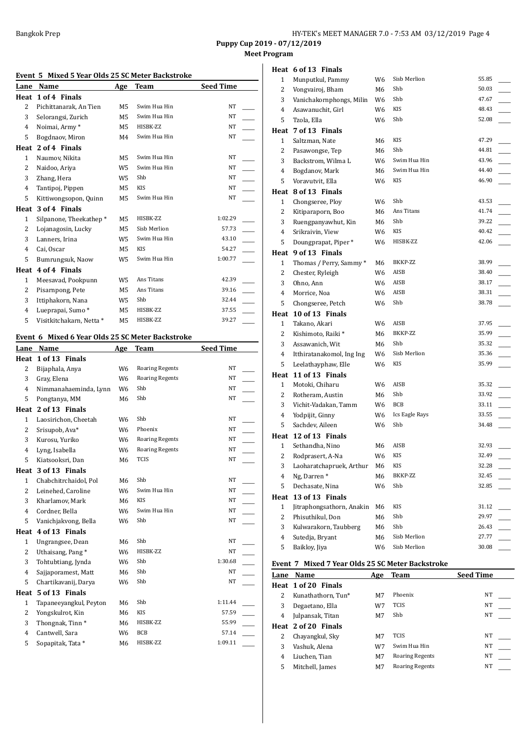**Puppy Cup 2019 - 07/12/2019**

**Meet Program**

### Event 5 Mixed 5 Year Olds 25 SC Meter Backstroke

| Lane | Name | Age | Team | Seed Time |
|---|---|---|---|---|
| **Heat 1 of 4 Finals** | | | | |
| 2 | Pichittanarak, An Tien | M5 | Swim Hua Hin | NT |
| 3 | Selorangsi, Zurich | M5 | Swim Hua Hin | NT |
| 4 | Noimai, Army * | M5 | HISBK-ZZ | NT |
| 5 | Bogdnaov, Miron | M4 | Swim Hua Hin | NT |
| **Heat 2 of 4 Finals** | | | | |
| 1 | Naumov, Nikita | M5 | Swim Hua Hin | NT |
| 2 | Naidoo, Ariya | W5 | Swim Hua Hin | NT |
| 3 | Zhang, Hera | W5 | Shb | NT |
| 4 | Tantipoj, Pippen | M5 | KIS | NT |
| 5 | Kittiwongsopon, Quinn | M5 | Swim Hua Hin | NT |
| **Heat 3 of 4 Finals** | | | | |
| 1 | Silpanone, Theekathep * | M5 | HISBK-ZZ | 1:02.29 |
| 2 | Lojanagosin, Lucky | M5 | Sisb Merlion | 57.73 |
| 3 | Lanners, Irina | W5 | Swim Hua Hin | 43.10 |
| 4 | Cai, Oscar | M5 | KIS | 54.27 |
| 5 | Bumrungsuk, Naow | W5 | Swim Hua Hin | 1:00.77 |
| **Heat 4 of 4 Finals** | | | | |
| 1 | Meesavad, Pookpunn | W5 | Ans Titans | 42.39 |
| 2 | Pisarnpong, Pete | M5 | Ans Titans | 39.16 |
| 3 | Ittiphakorn, Nana | W5 | Shb | 32.44 |
| 4 | Lueprapai, Sumo * | M5 | HISBK-ZZ | 37.55 |
| 5 | Visitkitchakarn, Netta * | M5 | HISBK-ZZ | 39.27 |

### Event 6 Mixed 6 Year Olds 25 SC Meter Backstroke

| Lane | Name | Age | Team | Seed Time |
|---|---|---|---|---|
| **Heat 1 of 13 Finals** | | | | |
| 2 | Bijaphala, Anya | W6 | Roaring Regents | NT |
| 3 | Gray, Elena | W6 | Roaring Regents | NT |
| 4 | Nimmanahaeminda, Lynn | W6 | Shb | NT |
| 5 | Pongtanya, MM | M6 | Shb | NT |
| **Heat 2 of 13 Finals** | | | | |
| 1 | Laosirichon, Cheetah | W6 | Shb | NT |
| 2 | Srisupob, Ava* | W6 | Phoenix | NT |
| 3 | Kurosu, Yuriko | W6 | Roaring Regents | NT |
| 4 | Lyng, Isabella | W6 | Roaring Regents | NT |
| 5 | Kiatsooksri, Dan | M6 | TCIS | NT |
| **Heat 3 of 13 Finals** | | | | |
| 1 | Chabchitrchaidol, Pol | M6 | Shb | NT |
| 2 | Leinehed, Caroline | W6 | Swim Hua Hin | NT |
| 3 | Kharlamov, Mark | M6 | KIS | NT |
| 4 | Cordner, Bella | W6 | Swim Hua Hin | NT |
| 5 | Vanichjakvong, Bella | W6 | Shb | NT |
| **Heat 4 of 13 Finals** | | | | |
| 1 | Ungrangsee, Dean | M6 | Shb | NT |
| 2 | Uthaisang, Pang * | W6 | HISBK-ZZ | NT |
| 3 | Tohtubtiang, Jynda | W6 | Shb | 1:30.68 |
| 4 | Sajjaporamest, Matt | M6 | Shb | NT |
| 5 | Chartikavanij, Darya | W6 | Shb | NT |
| **Heat 5 of 13 Finals** | | | | |
| 1 | Tapaneeyangkul, Peyton | M6 | Shb | 1:11.44 |
| 2 | Yongskulrot, Kin | M6 | KIS | 57.59 |
| 3 | Thongnak, Tinn * | M6 | HISBK-ZZ | 55.99 |
| 4 | Cantwell, Sara | W6 | BCB | 57.14 |
| 5 | Sopapitak, Tata * | M6 | HISBK-ZZ | 1:09.11 |
| **Heat 6 of 13 Finals** | | | | |
| 1 | Munputkul, Pammy | W6 | Sisb Merlion | 55.85 |
| 2 | Vongvairoj, Bham | M6 | Shb | 50.03 |
| 3 | Vanichakornphongs, Milin | W6 | Shb | 47.67 |
| 4 | Asawanuchit, Girl | W6 | KIS | 48.43 |
| 5 | Tzola, Ella | W6 | Shb | 52.08 |
| **Heat 7 of 13 Finals** | | | | |
| 1 | Saltzman, Nate | M6 | KIS | 47.29 |
| 2 | Pasawongse, Tep | M6 | Shb | 44.81 |
| 3 | Backstrom, Wilma L | W6 | Swim Hua Hin | 43.96 |
| 4 | Bogdanov, Mark | M6 | Swim Hua Hin | 44.40 |
| 5 | Voravutvit, Ella | W6 | KIS | 46.90 |
| **Heat 8 of 13 Finals** | | | | |
| 1 | Chongseree, Ploy | W6 | Shb | 43.53 |
| 2 | Kitiparaporn, Boo | M6 | Ans Titans | 41.74 |
| 3 | Ruengpanyawhut, Kin | M6 | Shb | 39.22 |
| 4 | Srikraivin, View | W6 | KIS | 40.42 |
| 5 | Doungprapat, Piper * | W6 | HISBK-ZZ | 42.06 |
| **Heat 9 of 13 Finals** | | | | |
| 1 | Thomas / Perry, Sammy * | M6 | BKKP-ZZ | 38.99 |
| 2 | Chester, Ryleigh | W6 | AISB | 38.40 |
| 3 | Ohno, Ann | W6 | AISB | 38.17 |
| 4 | Morrice, Noa | W6 | AISB | 38.31 |
| 5 | Chongseree, Petch | W6 | Shb | 38.78 |
| **Heat 10 of 13 Finals** | | | | |
| 1 | Takano, Akari | W6 | AISB | 37.95 |
| 2 | Kishimoto, Raiki * | M6 | BKKP-ZZ | 35.99 |
| 3 | Assawanich, Wit | M6 | Shb | 35.32 |
| 4 | Itthiratanakomol, Ing Ing | W6 | Sisb Merlion | 35.36 |
| 5 | Leelathayphaw, Elle | W6 | KIS | 35.99 |
| **Heat 11 of 13 Finals** | | | | |
| 1 | Motoki, Chiharu | W6 | AISB | 35.32 |
| 2 | Rotheram, Austin | M6 | Shb | 33.92 |
| 3 | Vichit-Vadakan, Tamm | W6 | BCB | 33.11 |
| 4 | Yodpijit, Ginny | W6 | Ics Eagle Rays | 33.55 |
| 5 | Sachdev, Aileen | W6 | Shb | 34.48 |
| **Heat 12 of 13 Finals** | | | | |
| 1 | Sethandha, Nino | M6 | AISB | 32.93 |
| 2 | Rodprasert, A-Na | W6 | KIS | 32.49 |
| 3 | Laoharatchapruek, Arthur | M6 | KIS | 32.28 |
| 4 | Ng, Darren * | M6 | BKKP-ZZ | 32.45 |
| 5 | Dechasate, Nina | W6 | Shb | 32.85 |
| **Heat 13 of 13 Finals** | | | | |
| 1 | Jitraphongsathorn, Anakin | M6 | KIS | 31.12 |
| 2 | Phisuthikul, Don | M6 | Shb | 29.97 |
| 3 | Kulwarakorn, Taubberg | M6 | Shb | 26.43 |
| 4 | Sutedja, Bryant | M6 | Sisb Merlion | 27.77 |
| 5 | Baikloy, Jiya | W6 | Sisb Merlion | 30.08 |

### Event 7 Mixed 7 Year Olds 25 SC Meter Backstroke

| Lane | Name | Age | Team | Seed Time |
|---|---|---|---|---|
| **Heat 1 of 20 Finals** | | | | |
| 2 | Kunathathorn, Tun* | M7 | Phoenix | NT |
| 3 | Degaetano, Ella | W7 | TCIS | NT |
| 4 | Julpansak, Titan | M7 | Shb | NT |
| **Heat 2 of 20 Finals** | | | | |
| 2 | Chayangkul, Sky | M7 | TCIS | NT |
| 3 | Vashuk, Alena | W7 | Swim Hua Hin | NT |
| 4 | Liuchen, Tian | M7 | Roaring Regents | NT |
| 5 | Mitchell, James | M7 | Roaring Regents | NT |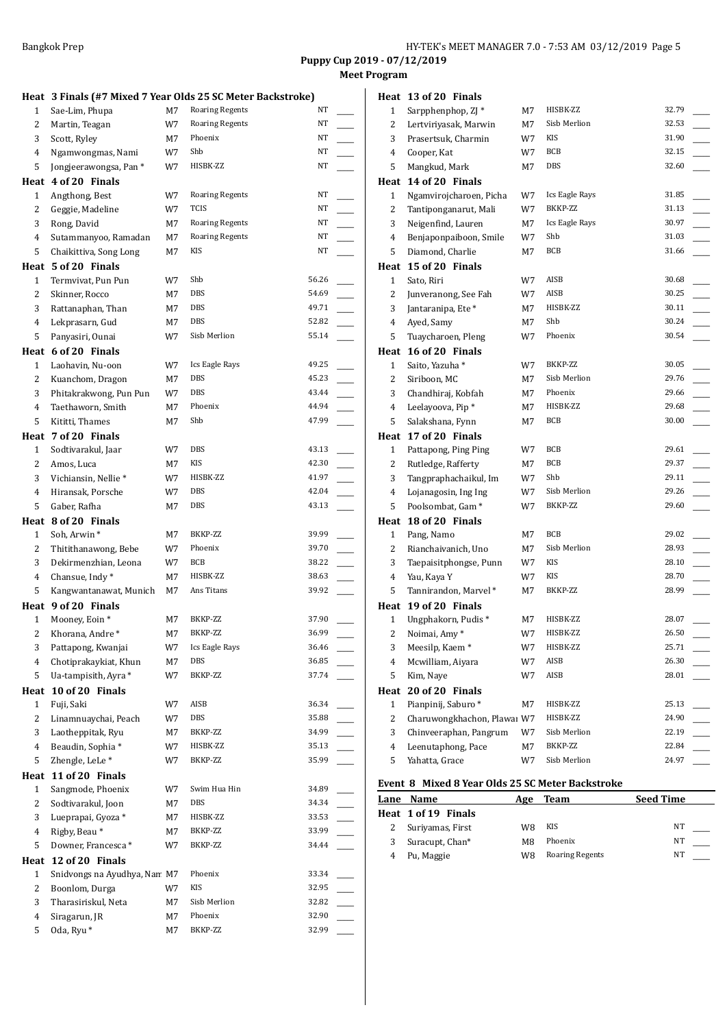## Puppy Cup 2019 - 07/12/2019

### Meet Program

**Heat 3 Finals (#7 Mixed 7 Year Olds 25 SC Meter Backstroke)**

| Lane | Name | Age | Team | Seed Time |
|---|---|---|---|---|
| 1 | Sae-Lim, Phupa | M7 | Roaring Regents | NT |
| 2 | Martin, Teagan | W7 | Roaring Regents | NT |
| 3 | Scott, Ryley | M7 | Phoenix | NT |
| 4 | Ngamwongmas, Nami | W7 | Shb | NT |
| 5 | Jongjeerawongsa, Pan * | W7 | HISBK-ZZ | NT |

**Heat 4 of 20 Finals**

| Lane | Name | Age | Team | Seed Time |
|---|---|---|---|---|
| 1 | Angthong, Best | W7 | Roaring Regents | NT |
| 2 | Geggie, Madeline | W7 | TCIS | NT |
| 3 | Rong, David | M7 | Roaring Regents | NT |
| 4 | Sutammanyoo, Ramadan | M7 | Roaring Regents | NT |
| 5 | Chaikittiva, Song Long | M7 | KIS | NT |

**Heat 5 of 20 Finals**

| Lane | Name | Age | Team | Seed Time |
|---|---|---|---|---|
| 1 | Termvivat, Pun Pun | W7 | Shb | 56.26 |
| 2 | Skinner, Rocco | M7 | DBS | 54.69 |
| 3 | Rattanaphan, Than | M7 | DBS | 49.71 |
| 4 | Lekprasarn, Gud | M7 | DBS | 52.82 |
| 5 | Panyasiri, Ounai | W7 | Sisb Merlion | 55.14 |

**Heat 6 of 20 Finals**

| Lane | Name | Age | Team | Seed Time |
|---|---|---|---|---|
| 1 | Laohavin, Nu-oon | W7 | Ics Eagle Rays | 49.25 |
| 2 | Kuanchom, Dragon | M7 | DBS | 45.23 |
| 3 | Phitakrakwong, Pun Pun | W7 | DBS | 43.44 |
| 4 | Taethaworn, Smith | M7 | Phoenix | 44.94 |
| 5 | Kititti, Thames | M7 | Shb | 47.99 |

**Heat 7 of 20 Finals**

| Lane | Name | Age | Team | Seed Time |
|---|---|---|---|---|
| 1 | Sodtivarakul, Jaar | W7 | DBS | 43.13 |
| 2 | Amos, Luca | M7 | KIS | 42.30 |
| 3 | Vichiansin, Nellie * | W7 | HISBK-ZZ | 41.97 |
| 4 | Hiransak, Porsche | W7 | DBS | 42.04 |
| 5 | Gaber, Rafha | M7 | DBS | 43.13 |

**Heat 8 of 20 Finals**

| Lane | Name | Age | Team | Seed Time |
|---|---|---|---|---|
| 1 | Soh, Arwin * | M7 | BKKP-ZZ | 39.99 |
| 2 | Thitithanawong, Bebe | W7 | Phoenix | 39.70 |
| 3 | Dekirmenzhian, Leona | W7 | BCB | 38.22 |
| 4 | Chansue, Indy * | M7 | HISBK-ZZ | 38.63 |
| 5 | Kangwantanawat, Munich | M7 | Ans Titans | 39.92 |

**Heat 9 of 20 Finals**

| Lane | Name | Age | Team | Seed Time |
|---|---|---|---|---|
| 1 | Mooney, Eoin * | M7 | BKKP-ZZ | 37.90 |
| 2 | Khorana, Andre * | M7 | BKKP-ZZ | 36.99 |
| 3 | Pattapong, Kwanjai | W7 | Ics Eagle Rays | 36.46 |
| 4 | Chotiprakaykiat, Khun | M7 | DBS | 36.85 |
| 5 | Ua-tampisith, Ayra * | W7 | BKKP-ZZ | 37.74 |

**Heat 10 of 20 Finals**

| Lane | Name | Age | Team | Seed Time |
|---|---|---|---|---|
| 1 | Fuji, Saki | W7 | AISB | 36.34 |
| 2 | Linamnuaychai, Peach | W7 | DBS | 35.88 |
| 3 | Laotheppitak, Ryu | M7 | BKKP-ZZ | 34.99 |
| 4 | Beaudin, Sophia * | W7 | HISBK-ZZ | 35.13 |
| 5 | Zhengle, LeLe * | W7 | BKKP-ZZ | 35.99 |

**Heat 11 of 20 Finals**

| Lane | Name | Age | Team | Seed Time |
|---|---|---|---|---|
| 1 | Sangmode, Phoenix | W7 | Swim Hua Hin | 34.89 |
| 2 | Sodtivarakul, Joon | M7 | DBS | 34.34 |
| 3 | Lueprapai, Gyoza * | M7 | HISBK-ZZ | 33.53 |
| 4 | Rigby, Beau * | M7 | BKKP-ZZ | 33.99 |
| 5 | Downer, Francesca * | W7 | BKKP-ZZ | 34.44 |

**Heat 12 of 20 Finals**

| Lane | Name | Age | Team | Seed Time |
|---|---|---|---|---|
| 1 | Snidvongs na Ayudhya, Nam | M7 | Phoenix | 33.34 |
| 2 | Boonlom, Durga | W7 | KIS | 32.95 |
| 3 | Tharasiriskul, Neta | M7 | Sisb Merlion | 32.82 |
| 4 | Siragarun, JR | M7 | Phoenix | 32.90 |
| 5 | Oda, Ryu * | M7 | BKKP-ZZ | 32.99 |

**Heat 13 of 20 Finals**

| Lane | Name | Age | Team | Seed Time |
|---|---|---|---|---|
| 1 | Sarpphenphop, ZJ * | M7 | HISBK-ZZ | 32.79 |
| 2 | Lertviriyasak, Marwin | M7 | Sisb Merlion | 32.53 |
| 3 | Prasertsuk, Charmin | W7 | KIS | 31.90 |
| 4 | Cooper, Kat | W7 | BCB | 32.15 |
| 5 | Mangkud, Mark | M7 | DBS | 32.60 |

**Heat 14 of 20 Finals**

| Lane | Name | Age | Team | Seed Time |
|---|---|---|---|---|
| 1 | Ngamvirojcharoen, Picha | W7 | Ics Eagle Rays | 31.85 |
| 2 | Tantiponganarut, Mali | W7 | BKKP-ZZ | 31.13 |
| 3 | Neigenfind, Lauren | M7 | Ics Eagle Rays | 30.97 |
| 4 | Benjaponpaiboon, Smile | W7 | Shb | 31.03 |
| 5 | Diamond, Charlie | M7 | BCB | 31.66 |

**Heat 15 of 20 Finals**

| Lane | Name | Age | Team | Seed Time |
|---|---|---|---|---|
| 1 | Sato, Riri | W7 | AISB | 30.68 |
| 2 | Junveranong, See Fah | W7 | AISB | 30.25 |
| 3 | Jantaranipa, Ete * | M7 | HISBK-ZZ | 30.11 |
| 4 | Ayed, Samy | M7 | Shb | 30.24 |
| 5 | Tuaycharoen, Pleng | W7 | Phoenix | 30.54 |

**Heat 16 of 20 Finals**

| Lane | Name | Age | Team | Seed Time |
|---|---|---|---|---|
| 1 | Saito, Yazuha * | W7 | BKKP-ZZ | 30.05 |
| 2 | Siriboon, MC | M7 | Sisb Merlion | 29.76 |
| 3 | Chandhiraj, Kobfah | M7 | Phoenix | 29.66 |
| 4 | Leelayoova, Pip * | M7 | HISBK-ZZ | 29.68 |
| 5 | Salakshana, Fynn | M7 | BCB | 30.00 |

**Heat 17 of 20 Finals**

| Lane | Name | Age | Team | Seed Time |
|---|---|---|---|---|
| 1 | Pattapong, Ping Ping | W7 | BCB | 29.61 |
| 2 | Rutledge, Rafferty | M7 | BCB | 29.37 |
| 3 | Tangpraphachaikul, Im | W7 | Shb | 29.11 |
| 4 | Lojanagosin, Ing Ing | W7 | Sisb Merlion | 29.26 |
| 5 | Poolsombat, Gam * | W7 | BKKP-ZZ | 29.60 |

**Heat 18 of 20 Finals**

| Lane | Name | Age | Team | Seed Time |
|---|---|---|---|---|
| 1 | Pang, Namo | M7 | BCB | 29.02 |
| 2 | Rianchaivanich, Uno | M7 | Sisb Merlion | 28.93 |
| 3 | Taepaisitphongse, Punn | W7 | KIS | 28.10 |
| 4 | Yau, Kaya Y | W7 | KIS | 28.70 |
| 5 | Tannirandon, Marvel * | M7 | BKKP-ZZ | 28.99 |

**Heat 19 of 20 Finals**

| Lane | Name | Age | Team | Seed Time |
|---|---|---|---|---|
| 1 | Ungphakorn, Pudis * | M7 | HISBK-ZZ | 28.07 |
| 2 | Noimai, Amy * | W7 | HISBK-ZZ | 26.50 |
| 3 | Meesilp, Kaem * | W7 | HISBK-ZZ | 25.71 |
| 4 | Mcwilliam, Aiyara | W7 | AISB | 26.30 |
| 5 | Kim, Naye | W7 | AISB | 28.01 |

**Heat 20 of 20 Finals**

| Lane | Name | Age | Team | Seed Time |
|---|---|---|---|---|
| 1 | Pianpinij, Saburo * | M7 | HISBK-ZZ | 25.13 |
| 2 | Charuwongkhachon, Plawai | W7 | HISBK-ZZ | 24.90 |
| 3 | Chinveeraphan, Pangrum | W7 | Sisb Merlion | 22.19 |
| 4 | Leenutaphong, Pace | M7 | BKKP-ZZ | 22.84 |
| 5 | Yahatta, Grace | W7 | Sisb Merlion | 24.97 |

### Event 8 Mixed 8 Year Olds 25 SC Meter Backstroke

**Heat 1 of 19 Finals**

| Lane | Name | Age | Team | Seed Time |
|---|---|---|---|---|
| 2 | Suriyamas, First | W8 | KIS | NT |
| 3 | Suracupt, Chan* | M8 | Phoenix | NT |
| 4 | Pu, Maggie | W8 | Roaring Regents | NT |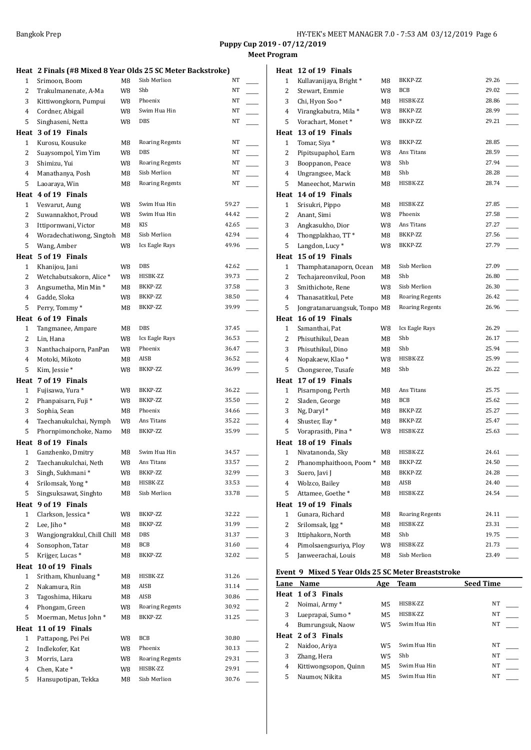**Puppy Cup 2019 - 07/12/2019**

**Meet Program**

**Heat 2 Finals (#8 Mixed 8 Year Olds 25 SC Meter Backstroke)**

| Lane | Name | Age | Team | Seed Time |
|---|---|---|---|---|
| 1 | Srimoon, Boom | M8 | Sisb Merlion | NT |
| 2 | Trakulmanenate, A-Ma | W8 | Shb | NT |
| 3 | Kittiwongkorn, Pumpui | W8 | Phoenix | NT |
| 4 | Cordner, Abigail | W8 | Swim Hua Hin | NT |
| 5 | Singhaseni, Netta | W8 | DBS | NT |

**Heat 3 of 19 Finals**

| Lane | Name | Age | Team | Seed Time |
|---|---|---|---|---|
| 1 | Kurosu, Kousuke | M8 | Roaring Regents | NT |
| 2 | Suaysompol, Yim Yim | W8 | DBS | NT |
| 3 | Shimizu, Yui | W8 | Roaring Regents | NT |
| 4 | Manathanya, Posh | M8 | Sisb Merlion | NT |
| 5 | Laoaraya, Win | M8 | Roaring Regents | NT |

**Heat 4 of 19 Finals**

| Lane | Name | Age | Team | Seed Time |
|---|---|---|---|---|
| 1 | Vesvarut, Aung | W8 | Swim Hua Hin | 59.27 |
| 2 | Suwannakhot, Proud | W8 | Swim Hua Hin | 44.42 |
| 3 | Ittipornwani, Victor | M8 | KIS | 42.65 |
| 4 | Woradechatiwong, Singtoh | M8 | Sisb Merlion | 42.94 |
| 5 | Wang, Amber | W8 | Ics Eagle Rays | 49.96 |

**Heat 5 of 19 Finals**

| Lane | Name | Age | Team | Seed Time |
|---|---|---|---|---|
| 1 | Khanijou, Jani | W8 | DBS | 42.62 |
| 2 | Wetchabutsakorn, Alice * | W8 | HISBK-ZZ | 39.73 |
| 3 | Angsumetha, Min Min * | M8 | BKKP-ZZ | 37.58 |
| 4 | Gadde, Sloka | W8 | BKKP-ZZ | 38.50 |
| 5 | Perry, Tommy * | M8 | BKKP-ZZ | 39.99 |

**Heat 6 of 19 Finals**

| Lane | Name | Age | Team | Seed Time |
|---|---|---|---|---|
| 1 | Tangmanee, Ampare | M8 | DBS | 37.45 |
| 2 | Lin, Hana | W8 | Ics Eagle Rays | 36.53 |
| 3 | Nanthachaiporn, PanPan | W8 | Phoenix | 36.47 |
| 4 | Motoki, Mikoto | M8 | AISB | 36.52 |
| 5 | Kim, Jessie * | W8 | BKKP-ZZ | 36.99 |

**Heat 7 of 19 Finals**

| Lane | Name | Age | Team | Seed Time |
|---|---|---|---|---|
| 1 | Fujisawa, Yura * | W8 | BKKP-ZZ | 36.22 |
| 2 | Phanpaisarn, Fuji * | W8 | BKKP-ZZ | 35.50 |
| 3 | Sophia, Sean | M8 | Phoenix | 34.66 |
| 4 | Taechanukulchai, Nymph | W8 | Ans Titans | 35.22 |
| 5 | Phornpimonchoke, Namo | M8 | BKKP-ZZ | 35.99 |

**Heat 8 of 19 Finals**

| Lane | Name | Age | Team | Seed Time |
|---|---|---|---|---|
| 1 | Ganzhenko, Dmitry | M8 | Swim Hua Hin | 34.57 |
| 2 | Taechanukulchai, Neth | W8 | Ans Titans | 33.57 |
| 3 | Singh, Sukhmani * | W8 | BKKP-ZZ | 32.99 |
| 4 | Srilomsak, Yong * | M8 | HISBK-ZZ | 33.53 |
| 5 | Singsuksawat, Singhto | M8 | Sisb Merlion | 33.78 |

**Heat 9 of 19 Finals**

| Lane | Name | Age | Team | Seed Time |
|---|---|---|---|---|
| 1 | Clarkson, Jessica * | W8 | BKKP-ZZ | 32.22 |
| 2 | Lee, Jiho * | M8 | BKKP-ZZ | 31.99 |
| 3 | Wangjongrakkul, Chill Chill | M8 | DBS | 31.37 |
| 4 | Sonsophon, Tatar | M8 | BCB | 31.60 |
| 5 | Krijger, Lucas * | M8 | BKKP-ZZ | 32.02 |

**Heat 10 of 19 Finals**

| Lane | Name | Age | Team | Seed Time |
|---|---|---|---|---|
| 1 | Sritham, Khunluang * | M8 | HISBK-ZZ | 31.26 |
| 2 | Nakamura, Rin | M8 | AISB | 31.14 |
| 3 | Tagoshima, Hikaru | M8 | AISB | 30.86 |
| 4 | Phongam, Green | W8 | Roaring Regents | 30.92 |
| 5 | Moerman, Metus John * | M8 | BKKP-ZZ | 31.25 |

**Heat 11 of 19 Finals**

| Lane | Name | Age | Team | Seed Time |
|---|---|---|---|---|
| 1 | Pattapong, Pei Pei | W8 | BCB | 30.80 |
| 2 | Indlekofer, Kat | W8 | Phoenix | 30.13 |
| 3 | Morris, Lara | W8 | Roaring Regents | 29.31 |
| 4 | Chen, Kate * | W8 | HISBK-ZZ | 29.91 |
| 5 | Hansupotipan, Tekka | M8 | Sisb Merlion | 30.76 |

**Heat 12 of 19 Finals**

| Lane | Name | Age | Team | Seed Time |
|---|---|---|---|---|
| 1 | Kullavanijaya, Bright * | M8 | BKKP-ZZ | 29.26 |
| 2 | Stewart, Emmie | W8 | BCB | 29.02 |
| 3 | Chi, Hyon Soo * | M8 | HISBK-ZZ | 28.86 |
| 4 | Virangkabutra, Mila * | W8 | BKKP-ZZ | 28.99 |
| 5 | Vorachart, Monet * | W8 | BKKP-ZZ | 29.21 |

**Heat 13 of 19 Finals**

| Lane | Name | Age | Team | Seed Time |
|---|---|---|---|---|
| 1 | Tomar, Siya * | W8 | BKKP-ZZ | 28.85 |
| 2 | Pipitsupaphol, Earn | W8 | Ans Titans | 28.59 |
| 3 | Booppanon, Peace | W8 | Shb | 27.94 |
| 4 | Ungrangsee, Mack | M8 | Shb | 28.28 |
| 5 | Maneechot, Marwin | M8 | HISBK-ZZ | 28.74 |

**Heat 14 of 19 Finals**

| Lane | Name | Age | Team | Seed Time |
|---|---|---|---|---|
| 1 | Srisukri, Pippo | M8 | HISBK-ZZ | 27.85 |
| 2 | Anant, Simi | W8 | Phoenix | 27.58 |
| 3 | Angkasukho, Dior | W8 | Ans Titans | 27.27 |
| 4 | Thongplakhao, TT * | M8 | BKKP-ZZ | 27.56 |
| 5 | Langdon, Lucy * | W8 | BKKP-ZZ | 27.79 |

**Heat 15 of 19 Finals**

| Lane | Name | Age | Team | Seed Time |
|---|---|---|---|---|
| 1 | Thamphatanaporn, Ocean | M8 | Sisb Merlion | 27.09 |
| 2 | Techajareonvikul, Poon | M8 | Shb | 26.80 |
| 3 | Smithichote, Rene | W8 | Sisb Merlion | 26.30 |
| 4 | Thanasatitkul, Pete | M8 | Roaring Regents | 26.42 |
| 5 | Jongratanaruangsuk, Tonpo | M8 | Roaring Regents | 26.96 |

**Heat 16 of 19 Finals**

| Lane | Name | Age | Team | Seed Time |
|---|---|---|---|---|
| 1 | Samanthai, Pat | W8 | Ics Eagle Rays | 26.29 |
| 2 | Phisuthikul, Dean | M8 | Shb | 26.17 |
| 3 | Phisuthikul, Dino | M8 | Shb | 25.94 |
| 4 | Nopakaew, Klao * | W8 | HISBK-ZZ | 25.99 |
| 5 | Chongseree, Tusafe | M8 | Shb | 26.22 |

**Heat 17 of 19 Finals**

| Lane | Name | Age | Team | Seed Time |
|---|---|---|---|---|
| 1 | Pisarnpong, Perth | M8 | Ans Titans | 25.75 |
| 2 | Sladen, George | M8 | BCB | 25.62 |
| 3 | Ng, Daryl * | M8 | BKKP-ZZ | 25.27 |
| 4 | Shuster, Ilay * | M8 | BKKP-ZZ | 25.47 |
| 5 | Voraprasith, Pina * | W8 | HISBK-ZZ | 25.63 |

**Heat 18 of 19 Finals**

| Lane | Name | Age | Team | Seed Time |
|---|---|---|---|---|
| 1 | Nivatanonda, Sky | M8 | HISBK-ZZ | 24.61 |
| 2 | Phanomphaithoon, Poom * | M8 | BKKP-ZZ | 24.50 |
| 3 | Suero, Javi J | M8 | BKKP-ZZ | 24.28 |
| 4 | Wolzco, Bailey | M8 | AISB | 24.40 |
| 5 | Attamee, Goethe * | M8 | HISBK-ZZ | 24.54 |

**Heat 19 of 19 Finals**

| Lane | Name | Age | Team | Seed Time |
|---|---|---|---|---|
| 1 | Gunara, Richard | M8 | Roaring Regents | 24.11 |
| 2 | Srilomsak, Igg * | M8 | HISBK-ZZ | 23.31 |
| 3 | Ittiphakorn, North | M8 | Shb | 19.75 |
| 4 | Pimolsaengsuriya, Ploy | W8 | HISBK-ZZ | 21.73 |
| 5 | Janweerachai, Louis | M8 | Sisb Merlion | 23.49 |

## Event 9 Mixed 5 Year Olds 25 SC Meter Breaststroke

**Heat 1 of 3 Finals**

| Lane | Name | Age | Team | Seed Time |
|---|---|---|---|---|
| 2 | Noimai, Army * | M5 | HISBK-ZZ | NT |
| 3 | Lueprapai, Sumo * | M5 | HISBK-ZZ | NT |
| 4 | Bumrungsuk, Naow | W5 | Swim Hua Hin | NT |

**Heat 2 of 3 Finals**

| Lane | Name | Age | Team | Seed Time |
|---|---|---|---|---|
| 2 | Naidoo, Ariya | W5 | Swim Hua Hin | NT |
| 3 | Zhang, Hera | W5 | Shb | NT |
| 4 | Kittiwongsopon, Quinn | M5 | Swim Hua Hin | NT |
| 5 | Naumov, Nikita | M5 | Swim Hua Hin | NT |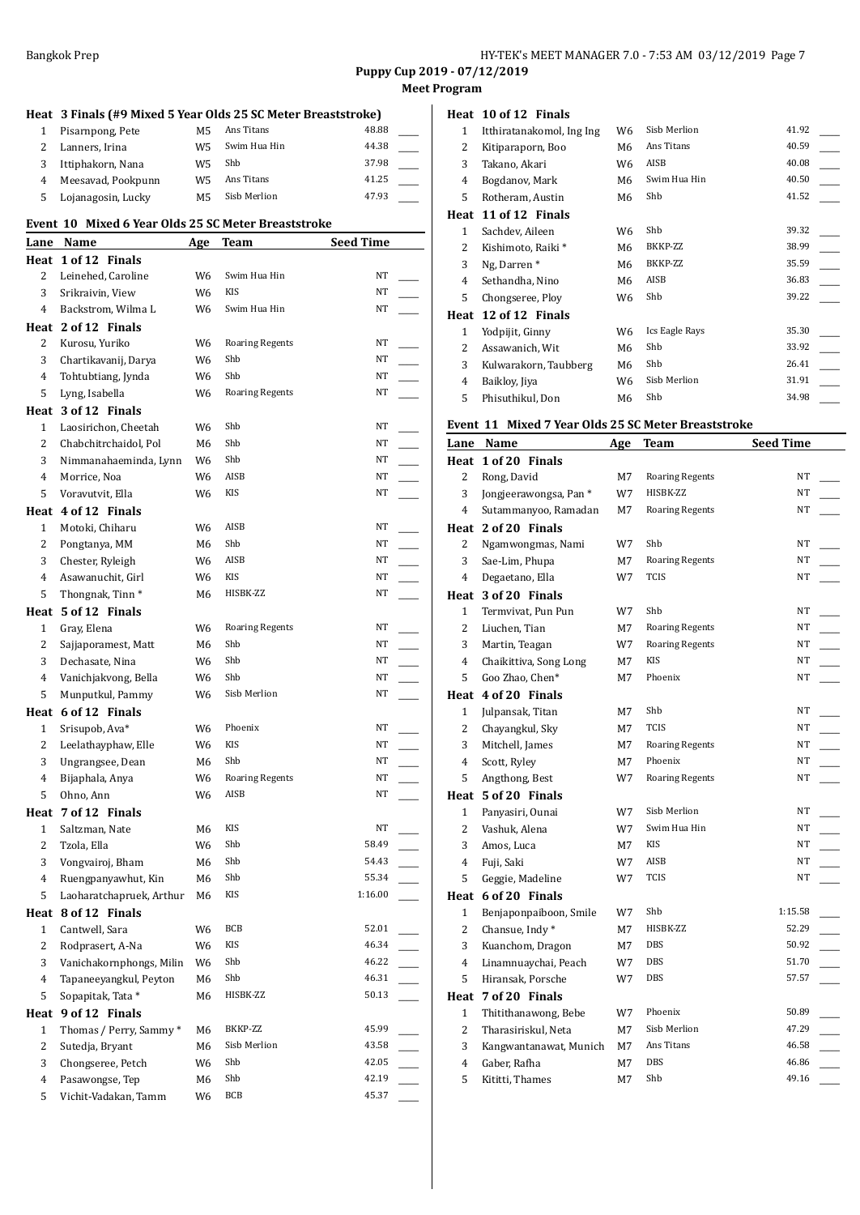**Puppy Cup 2019 - 07/12/2019**

**Meet Program**

**Heat 3 Finals (#9 Mixed 5 Year Olds 25 SC Meter Breaststroke)**

| Lane | Name | Age | Team | Seed Time | |
|---|---|---|---|---|---|
| 1 | Pisarnpong, Pete | M5 | Ans Titans | 48.88 | ___ |
| 2 | Lanners, Irina | W5 | Swim Hua Hin | 44.38 | ___ |
| 3 | Ittiphakorn, Nana | W5 | Shb | 37.98 | ___ |
| 4 | Meesavad, Pookpunn | W5 | Ans Titans | 41.25 | ___ |
| 5 | Lojanagosin, Lucky | M5 | Sisb Merlion | 47.93 | ___ |

## Event 10 Mixed 6 Year Olds 25 SC Meter Breaststroke

| Lane | Name | Age | Team | Seed Time | |
|---|---|---|---|---|---|
| **Heat 1 of 12 Finals** | | | | | |
| 2 | Leinehed, Caroline | W6 | Swim Hua Hin | NT | ___ |
| 3 | Srikraivin, View | W6 | KIS | NT | ___ |
| 4 | Backstrom, Wilma L | W6 | Swim Hua Hin | NT | ___ |
| **Heat 2 of 12 Finals** | | | | | |
| 2 | Kurosu, Yuriko | W6 | Roaring Regents | NT | ___ |
| 3 | Chartikavanij, Darya | W6 | Shb | NT | ___ |
| 4 | Tohtubtiang, Jynda | W6 | Shb | NT | ___ |
| 5 | Lyng, Isabella | W6 | Roaring Regents | NT | ___ |
| **Heat 3 of 12 Finals** | | | | | |
| 1 | Laosirichon, Cheetah | W6 | Shb | NT | ___ |
| 2 | Chabchitrchaidol, Pol | M6 | Shb | NT | ___ |
| 3 | Nimmanahaeminda, Lynn | W6 | Shb | NT | ___ |
| 4 | Morrice, Noa | W6 | AISB | NT | ___ |
| 5 | Voravutvit, Ella | W6 | KIS | NT | ___ |
| **Heat 4 of 12 Finals** | | | | | |
| 1 | Motoki, Chiharu | W6 | AISB | NT | ___ |
| 2 | Pongtanya, MM | M6 | Shb | NT | ___ |
| 3 | Chester, Ryleigh | W6 | AISB | NT | ___ |
| 4 | Asawanuchit, Girl | W6 | KIS | NT | ___ |
| 5 | Thongnak, Tinn * | M6 | HISBK-ZZ | NT | ___ |
| **Heat 5 of 12 Finals** | | | | | |
| 1 | Gray, Elena | W6 | Roaring Regents | NT | ___ |
| 2 | Sajjaporamest, Matt | M6 | Shb | NT | ___ |
| 3 | Dechasate, Nina | W6 | Shb | NT | ___ |
| 4 | Vanichjakvong, Bella | W6 | Shb | NT | ___ |
| 5 | Munputkul, Pammy | W6 | Sisb Merlion | NT | ___ |
| **Heat 6 of 12 Finals** | | | | | |
| 1 | Srisupob, Ava* | W6 | Phoenix | NT | ___ |
| 2 | Leelathayphaw, Elle | W6 | KIS | NT | ___ |
| 3 | Ungrangsee, Dean | M6 | Shb | NT | ___ |
| 4 | Bijaphala, Anya | W6 | Roaring Regents | NT | ___ |
| 5 | Ohno, Ann | W6 | AISB | NT | ___ |
| **Heat 7 of 12 Finals** | | | | | |
| 1 | Saltzman, Nate | M6 | KIS | NT | ___ |
| 2 | Tzola, Ella | W6 | Shb | 58.49 | ___ |
| 3 | Vongvairoj, Bham | M6 | Shb | 54.43 | ___ |
| 4 | Ruengpanyawhut, Kin | M6 | Shb | 55.34 | ___ |
| 5 | Laoharatchapruek, Arthur | M6 | KIS | 1:16.00 | ___ |
| **Heat 8 of 12 Finals** | | | | | |
| 1 | Cantwell, Sara | W6 | BCB | 52.01 | ___ |
| 2 | Rodprasert, A-Na | W6 | KIS | 46.34 | ___ |
| 3 | Vanichakornphongs, Milin | W6 | Shb | 46.22 | ___ |
| 4 | Tapaneeyangkul, Peyton | M6 | Shb | 46.31 | ___ |
| 5 | Sopapitak, Tata * | M6 | HISBK-ZZ | 50.13 | ___ |
| **Heat 9 of 12 Finals** | | | | | |
| 1 | Thomas / Perry, Sammy * | M6 | BKKP-ZZ | 45.99 | ___ |
| 2 | Sutedja, Bryant | M6 | Sisb Merlion | 43.58 | ___ |
| 3 | Chongseree, Petch | W6 | Shb | 42.05 | ___ |
| 4 | Pasawongse, Tep | M6 | Shb | 42.19 | ___ |
| 5 | Vichit-Vadakan, Tamm | W6 | BCB | 45.37 | ___ |
| **Heat 10 of 12 Finals** | | | | | |
| 1 | Itthiratanakomol, Ing Ing | W6 | Sisb Merlion | 41.92 | ___ |
| 2 | Kitiparaporn, Boo | M6 | Ans Titans | 40.59 | ___ |
| 3 | Takano, Akari | W6 | AISB | 40.08 | ___ |
| 4 | Bogdanov, Mark | M6 | Swim Hua Hin | 40.50 | ___ |
| 5 | Rotheram, Austin | M6 | Shb | 41.52 | ___ |
| **Heat 11 of 12 Finals** | | | | | |
| 1 | Sachdev, Aileen | W6 | Shb | 39.32 | ___ |
| 2 | Kishimoto, Raiki * | M6 | BKKP-ZZ | 38.99 | ___ |
| 3 | Ng, Darren * | M6 | BKKP-ZZ | 35.59 | ___ |
| 4 | Sethandha, Nino | M6 | AISB | 36.83 | ___ |
| 5 | Chongseree, Ploy | W6 | Shb | 39.22 | ___ |
| **Heat 12 of 12 Finals** | | | | | |
| 1 | Yodpijit, Ginny | W6 | Ics Eagle Rays | 35.30 | ___ |
| 2 | Assawanich, Wit | M6 | Shb | 33.92 | ___ |
| 3 | Kulwarakorn, Taubberg | M6 | Shb | 26.41 | ___ |
| 4 | Baikloy, Jiya | W6 | Sisb Merlion | 31.91 | ___ |
| 5 | Phisuthikul, Don | M6 | Shb | 34.98 | ___ |

## Event 11 Mixed 7 Year Olds 25 SC Meter Breaststroke

| Lane | Name | Age | Team | Seed Time | |
|---|---|---|---|---|---|
| **Heat 1 of 20 Finals** | | | | | |
| 2 | Rong, David | M7 | Roaring Regents | NT | ___ |
| 3 | Jongjeerawongsa, Pan * | W7 | HISBK-ZZ | NT | ___ |
| 4 | Sutammanyoo, Ramadan | M7 | Roaring Regents | NT | ___ |
| **Heat 2 of 20 Finals** | | | | | |
| 2 | Ngamwongmas, Nami | W7 | Shb | NT | ___ |
| 3 | Sae-Lim, Phupa | M7 | Roaring Regents | NT | ___ |
| 4 | Degaetano, Ella | W7 | TCIS | NT | ___ |
| **Heat 3 of 20 Finals** | | | | | |
| 1 | Termvivat, Pun Pun | W7 | Shb | NT | ___ |
| 2 | Liuchen, Tian | M7 | Roaring Regents | NT | ___ |
| 3 | Martin, Teagan | W7 | Roaring Regents | NT | ___ |
| 4 | Chaikittiva, Song Long | M7 | KIS | NT | ___ |
| 5 | Goo Zhao, Chen* | M7 | Phoenix | NT | ___ |
| **Heat 4 of 20 Finals** | | | | | |
| 1 | Julpansak, Titan | M7 | Shb | NT | ___ |
| 2 | Chayangkul, Sky | M7 | TCIS | NT | ___ |
| 3 | Mitchell, James | M7 | Roaring Regents | NT | ___ |
| 4 | Scott, Ryley | M7 | Phoenix | NT | ___ |
| 5 | Angthong, Best | W7 | Roaring Regents | NT | ___ |
| **Heat 5 of 20 Finals** | | | | | |
| 1 | Panyasiri, Ounai | W7 | Sisb Merlion | NT | ___ |
| 2 | Vashuk, Alena | W7 | Swim Hua Hin | NT | ___ |
| 3 | Amos, Luca | M7 | KIS | NT | ___ |
| 4 | Fuji, Saki | W7 | AISB | NT | ___ |
| 5 | Geggie, Madeline | W7 | TCIS | NT | ___ |
| **Heat 6 of 20 Finals** | | | | | |
| 1 | Benjaponpaiboon, Smile | W7 | Shb | 1:15.58 | ___ |
| 2 | Chansue, Indy * | M7 | HISBK-ZZ | 52.29 | ___ |
| 3 | Kuanchom, Dragon | M7 | DBS | 50.92 | ___ |
| 4 | Linamnuaychai, Peach | W7 | DBS | 51.70 | ___ |
| 5 | Hiransak, Porsche | W7 | DBS | 57.57 | ___ |
| **Heat 7 of 20 Finals** | | | | | |
| 1 | Thitithanawong, Bebe | W7 | Phoenix | 50.89 | ___ |
| 2 | Tharasiriskul, Neta | M7 | Sisb Merlion | 47.29 | ___ |
| 3 | Kangwantanawat, Munich | M7 | Ans Titans | 46.58 | ___ |
| 4 | Gaber, Rafha | M7 | DBS | 46.86 | ___ |
| 5 | Kititti, Thames | M7 | Shb | 49.16 | ___ |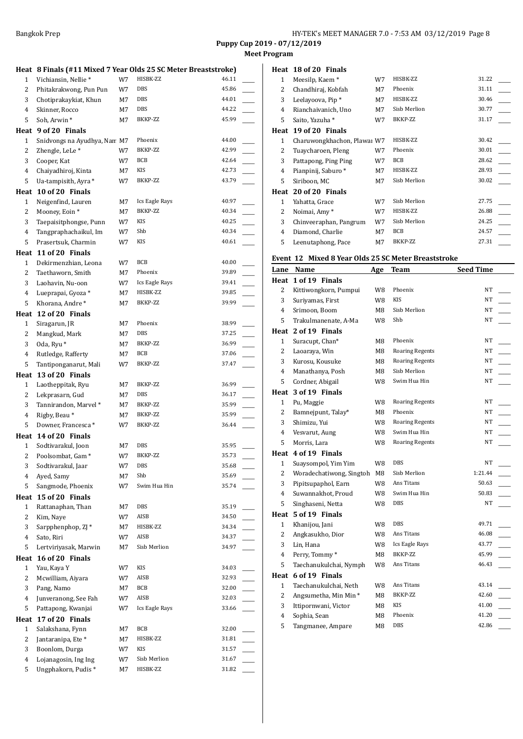**Puppy Cup 2019 - 07/12/2019**
**Meet Program**

### Heat 8 Finals (#11 Mixed 7 Year Olds 25 SC Meter Breaststroke)

| Lane | Name | Age | Team | Seed Time | |
|---|---|---|---|---|---|
| 1 | Vichiansin, Nellie * | W7 | HISBK-ZZ | 46.11 | ____ |
| 2 | Phitakrakwong, Pun Pun | W7 | DBS | 45.86 | ____ |
| 3 | Chotiprakaykiat, Khun | M7 | DBS | 44.01 | ____ |
| 4 | Skinner, Rocco | M7 | DBS | 44.22 | ____ |
| 5 | Soh, Arwin * | M7 | BKKP-ZZ | 45.99 | ____ |
| **Heat 9 of 20 Finals** | | | | | |
| 1 | Snidvongs na Ayudhya, Nam | M7 | Phoenix | 44.00 | ____ |
| 2 | Zhengle, LeLe * | W7 | BKKP-ZZ | 42.99 | ____ |
| 3 | Cooper, Kat | W7 | BCB | 42.64 | ____ |
| 4 | Chaiyadhiroj, Kinta | M7 | KIS | 42.73 | ____ |
| 5 | Ua-tampisith, Ayra * | W7 | BKKP-ZZ | 43.79 | ____ |
| **Heat 10 of 20 Finals** | | | | | |
| 1 | Neigenfind, Lauren | M7 | Ics Eagle Rays | 40.97 | ____ |
| 2 | Mooney, Eoin * | M7 | BKKP-ZZ | 40.34 | ____ |
| 3 | Taepaisitphongse, Punn | W7 | KIS | 40.25 | ____ |
| 4 | Tangpraphachaikul, Im | W7 | Shb | 40.34 | ____ |
| 5 | Prasertsuk, Charmin | W7 | KIS | 40.61 | ____ |
| **Heat 11 of 20 Finals** | | | | | |
| 1 | Dekirmenzhian, Leona | W7 | BCB | 40.00 | ____ |
| 2 | Taethaworn, Smith | M7 | Phoenix | 39.89 | ____ |
| 3 | Laohavin, Nu-oon | W7 | Ics Eagle Rays | 39.41 | ____ |
| 4 | Lueprapai, Gyoza * | M7 | HISBK-ZZ | 39.85 | ____ |
| 5 | Khorana, Andre * | M7 | BKKP-ZZ | 39.99 | ____ |
| **Heat 12 of 20 Finals** | | | | | |
| 1 | Siragarun, JR | M7 | Phoenix | 38.99 | ____ |
| 2 | Mangkud, Mark | M7 | DBS | 37.25 | ____ |
| 3 | Oda, Ryu * | M7 | BKKP-ZZ | 36.99 | ____ |
| 4 | Rutledge, Rafferty | M7 | BCB | 37.06 | ____ |
| 5 | Tantiponganarut, Mali | W7 | BKKP-ZZ | 37.47 | ____ |
| **Heat 13 of 20 Finals** | | | | | |
| 1 | Laotheppitak, Ryu | M7 | BKKP-ZZ | 36.99 | ____ |
| 2 | Lekprasarn, Gud | M7 | DBS | 36.17 | ____ |
| 3 | Tannirandon, Marvel * | M7 | BKKP-ZZ | 35.99 | ____ |
| 4 | Rigby, Beau * | M7 | BKKP-ZZ | 35.99 | ____ |
| 5 | Downer, Francesca * | W7 | BKKP-ZZ | 36.44 | ____ |
| **Heat 14 of 20 Finals** | | | | | |
| 1 | Sodtivarakul, Joon | M7 | DBS | 35.95 | ____ |
| 2 | Poolsombat, Gam * | W7 | BKKP-ZZ | 35.73 | ____ |
| 3 | Sodtivarakul, Jaar | W7 | DBS | 35.68 | ____ |
| 4 | Ayed, Samy | M7 | Shb | 35.69 | ____ |
| 5 | Sangmode, Phoenix | W7 | Swim Hua Hin | 35.74 | ____ |
| **Heat 15 of 20 Finals** | | | | | |
| 1 | Rattanaphan, Than | M7 | DBS | 35.19 | ____ |
| 2 | Kim, Naye | W7 | AISB | 34.50 | ____ |
| 3 | Sarpphenphop, ZJ * | M7 | HISBK-ZZ | 34.34 | ____ |
| 4 | Sato, Riri | W7 | AISB | 34.37 | ____ |
| 5 | Lertviriyasak, Marwin | M7 | Sisb Merlion | 34.97 | ____ |
| **Heat 16 of 20 Finals** | | | | | |
| 1 | Yau, Kaya Y | W7 | KIS | 34.03 | ____ |
| 2 | Mcwilliam, Aiyara | W7 | AISB | 32.93 | ____ |
| 3 | Pang, Namo | M7 | BCB | 32.00 | ____ |
| 4 | Junveranong, See Fah | W7 | AISB | 32.03 | ____ |
| 5 | Pattapong, Kwanjai | W7 | Ics Eagle Rays | 33.66 | ____ |
| **Heat 17 of 20 Finals** | | | | | |
| 1 | Salakshana, Fynn | M7 | BCB | 32.00 | ____ |
| 2 | Jantaranipa, Ete * | M7 | HISBK-ZZ | 31.81 | ____ |
| 3 | Boonlom, Durga | W7 | KIS | 31.57 | ____ |
| 4 | Lojanagosin, Ing Ing | W7 | Sisb Merlion | 31.67 | ____ |
| 5 | Ungphakorn, Pudis * | M7 | HISBK-ZZ | 31.82 | ____ |
| **Heat 18 of 20 Finals** | | | | | |
| 1 | Meesilp, Kaem * | W7 | HISBK-ZZ | 31.22 | ____ |
| 2 | Chandhiraj, Kobfah | M7 | Phoenix | 31.11 | ____ |
| 3 | Leelayoova, Pip * | M7 | HISBK-ZZ | 30.46 | ____ |
| 4 | Rianchaivanich, Uno | M7 | Sisb Merlion | 30.77 | ____ |
| 5 | Saito, Yazuha * | W7 | BKKP-ZZ | 31.17 | ____ |
| **Heat 19 of 20 Finals** | | | | | |
| 1 | Charuwongkhachon, Plawan | W7 | HISBK-ZZ | 30.42 | ____ |
| 2 | Tuaycharoen, Pleng | W7 | Phoenix | 30.01 | ____ |
| 3 | Pattapong, Ping Ping | W7 | BCB | 28.62 | ____ |
| 4 | Pianpinij, Saburo * | M7 | HISBK-ZZ | 28.93 | ____ |
| 5 | Siriboon, MC | M7 | Sisb Merlion | 30.02 | ____ |
| **Heat 20 of 20 Finals** | | | | | |
| 1 | Yahatta, Grace | W7 | Sisb Merlion | 27.75 | ____ |
| 2 | Noimai, Amy * | W7 | HISBK-ZZ | 26.88 | ____ |
| 3 | Chinveeraphan, Pangrum | W7 | Sisb Merlion | 24.25 | ____ |
| 4 | Diamond, Charlie | M7 | BCB | 24.57 | ____ |
| 5 | Leenutaphong, Pace | M7 | BKKP-ZZ | 27.31 | ____ |

### Event 12 Mixed 8 Year Olds 25 SC Meter Breaststroke

| Lane | Name | Age | Team | Seed Time | |
|---|---|---|---|---|---|
| **Heat 1 of 19 Finals** | | | | | |
| 2 | Kittiwongkorn, Pumpui | W8 | Phoenix | NT | ____ |
| 3 | Suriyamas, First | W8 | KIS | NT | ____ |
| 4 | Srimoon, Boom | M8 | Sisb Merlion | NT | ____ |
| 5 | Trakulmanenate, A-Ma | W8 | Shb | NT | ____ |
| **Heat 2 of 19 Finals** | | | | | |
| 1 | Suracupt, Chan* | M8 | Phoenix | NT | ____ |
| 2 | Laoaraya, Win | M8 | Roaring Regents | NT | ____ |
| 3 | Kurosu, Kousuke | M8 | Roaring Regents | NT | ____ |
| 4 | Manathanya, Posh | M8 | Sisb Merlion | NT | ____ |
| 5 | Cordner, Abigail | W8 | Swim Hua Hin | NT | ____ |
| **Heat 3 of 19 Finals** | | | | | |
| 1 | Pu, Maggie | W8 | Roaring Regents | NT | ____ |
| 2 | Bamnejpunt, Talay* | M8 | Phoenix | NT | ____ |
| 3 | Shimizu, Yui | W8 | Roaring Regents | NT | ____ |
| 4 | Vesvarut, Aung | W8 | Swim Hua Hin | NT | ____ |
| 5 | Morris, Lara | W8 | Roaring Regents | NT | ____ |
| **Heat 4 of 19 Finals** | | | | | |
| 1 | Suaysompol, Yim Yim | W8 | DBS | NT | ____ |
| 2 | Woradechatiwong, Singtoh | M8 | Sisb Merlion | 1:21.44 | ____ |
| 3 | Pipitsupaphol, Earn | W8 | Ans Titans | 50.63 | ____ |
| 4 | Suwannakhot, Proud | W8 | Swim Hua Hin | 50.83 | ____ |
| 5 | Singhaseni, Netta | W8 | DBS | NT | ____ |
| **Heat 5 of 19 Finals** | | | | | |
| 1 | Khanijou, Jani | W8 | DBS | 49.71 | ____ |
| 2 | Angkasukho, Dior | W8 | Ans Titans | 46.08 | ____ |
| 3 | Lin, Hana | W8 | Ics Eagle Rays | 43.77 | ____ |
| 4 | Perry, Tommy * | M8 | BKKP-ZZ | 45.99 | ____ |
| 5 | Taechanukulchai, Nymph | W8 | Ans Titans | 46.43 | ____ |
| **Heat 6 of 19 Finals** | | | | | |
| 1 | Taechanukulchai, Neth | W8 | Ans Titans | 43.14 | ____ |
| 2 | Angsumetha, Min Min * | M8 | BKKP-ZZ | 42.60 | ____ |
| 3 | Ittipornwani, Victor | M8 | KIS | 41.00 | ____ |
| 4 | Sophia, Sean | M8 | Phoenix | 41.20 | ____ |
| 5 | Tangmanee, Ampare | M8 | DBS | 42.86 | ____ |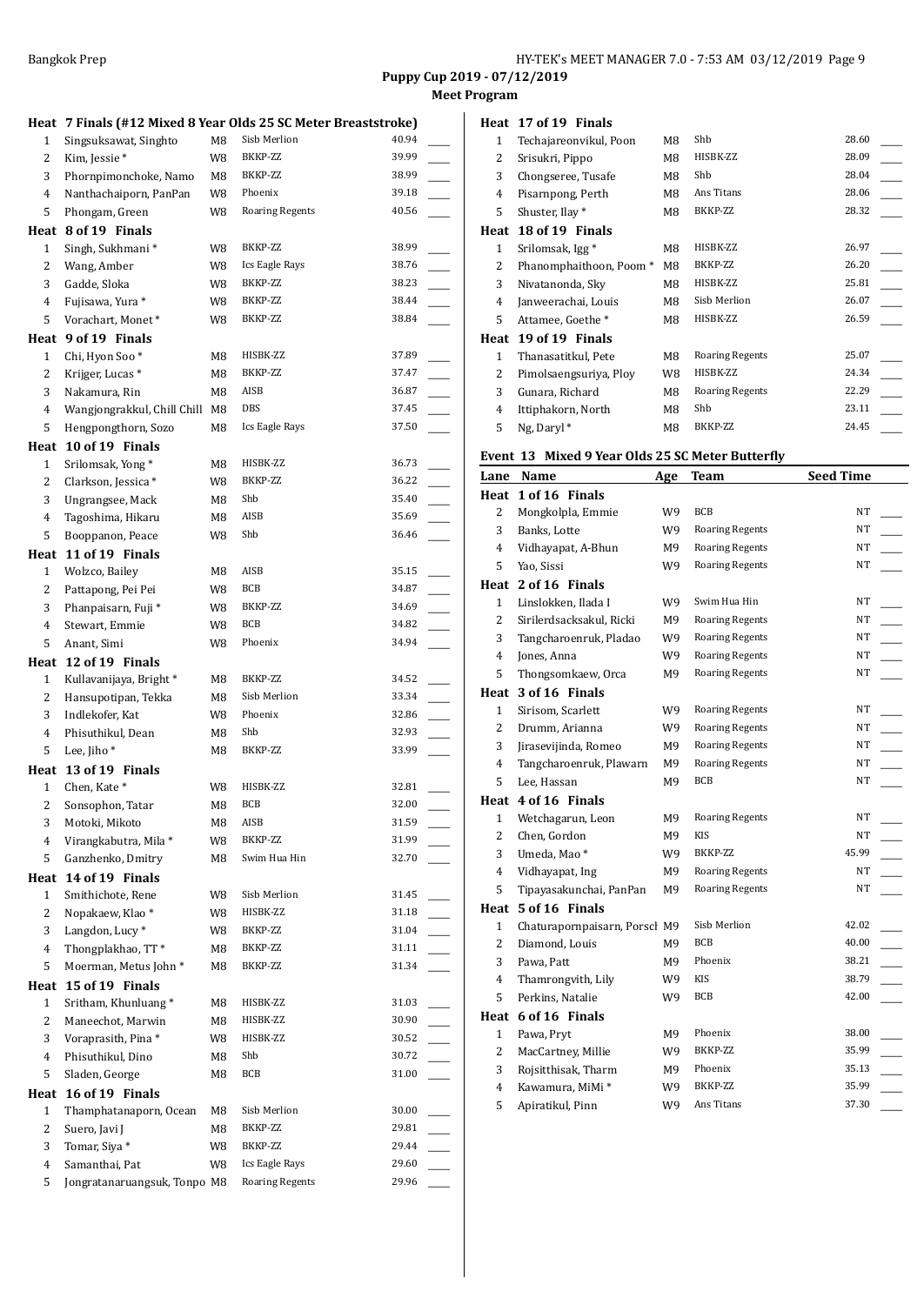# Puppy Cup 2019 - 07/12/2019

## Meet Program

### Heat 7 Finals (#12 Mixed 8 Year Olds 25 SC Meter Breaststroke)

| Lane | Name | Age | Team | Seed Time | |
|---|---|---|---|---|---|
| 1 | Singsuksawat, Singhto | M8 | Sisb Merlion | 40.94 | ____ |
| 2 | Kim, Jessie * | W8 | BKKP-ZZ | 39.99 | ____ |
| 3 | Phornpimonchoke, Namo | M8 | BKKP-ZZ | 38.99 | ____ |
| 4 | Nanthachaiporn, PanPan | W8 | Phoenix | 39.18 | ____ |
| 5 | Phongam, Green | W8 | Roaring Regents | 40.56 | ____ |

### Heat 8 of 19 Finals

| Lane | Name | Age | Team | Seed Time | |
|---|---|---|---|---|---|
| 1 | Singh, Sukhmani * | W8 | BKKP-ZZ | 38.99 | ____ |
| 2 | Wang, Amber | W8 | Ics Eagle Rays | 38.76 | ____ |
| 3 | Gadde, Sloka | W8 | BKKP-ZZ | 38.23 | ____ |
| 4 | Fujisawa, Yura * | W8 | BKKP-ZZ | 38.44 | ____ |
| 5 | Vorachart, Monet * | W8 | BKKP-ZZ | 38.84 | ____ |

### Heat 9 of 19 Finals

| Lane | Name | Age | Team | Seed Time | |
|---|---|---|---|---|---|
| 1 | Chi, Hyon Soo * | M8 | HISBK-ZZ | 37.89 | ____ |
| 2 | Krijger, Lucas * | M8 | BKKP-ZZ | 37.47 | ____ |
| 3 | Nakamura, Rin | M8 | AISB | 36.87 | ____ |
| 4 | Wangjongrakkul, Chill Chill | M8 | DBS | 37.45 | ____ |
| 5 | Hengpongthorn, Sozo | M8 | Ics Eagle Rays | 37.50 | ____ |

### Heat 10 of 19 Finals

| Lane | Name | Age | Team | Seed Time | |
|---|---|---|---|---|---|
| 1 | Srilomsak, Yong * | M8 | HISBK-ZZ | 36.73 | ____ |
| 2 | Clarkson, Jessica * | W8 | BKKP-ZZ | 36.22 | ____ |
| 3 | Ungrangsee, Mack | M8 | Shb | 35.40 | ____ |
| 4 | Tagoshima, Hikaru | M8 | AISB | 35.69 | ____ |
| 5 | Booppanon, Peace | W8 | Shb | 36.46 | ____ |

### Heat 11 of 19 Finals

| Lane | Name | Age | Team | Seed Time | |
|---|---|---|---|---|---|
| 1 | Wolzco, Bailey | M8 | AISB | 35.15 | ____ |
| 2 | Pattapong, Pei Pei | W8 | BCB | 34.87 | ____ |
| 3 | Phanpaisarn, Fuji * | W8 | BKKP-ZZ | 34.69 | ____ |
| 4 | Stewart, Emmie | W8 | BCB | 34.82 | ____ |
| 5 | Anant, Simi | W8 | Phoenix | 34.94 | ____ |

### Heat 12 of 19 Finals

| Lane | Name | Age | Team | Seed Time | |
|---|---|---|---|---|---|
| 1 | Kullavanijaya, Bright * | M8 | BKKP-ZZ | 34.52 | ____ |
| 2 | Hansupotipan, Tekka | M8 | Sisb Merlion | 33.34 | ____ |
| 3 | Indlekofer, Kat | W8 | Phoenix | 32.86 | ____ |
| 4 | Phisuthikul, Dean | M8 | Shb | 32.93 | ____ |
| 5 | Lee, Jiho * | M8 | BKKP-ZZ | 33.99 | ____ |

### Heat 13 of 19 Finals

| Lane | Name | Age | Team | Seed Time | |
|---|---|---|---|---|---|
| 1 | Chen, Kate * | W8 | HISBK-ZZ | 32.81 | ____ |
| 2 | Sonsophon, Tatar | M8 | BCB | 32.00 | ____ |
| 3 | Motoki, Mikoto | M8 | AISB | 31.59 | ____ |
| 4 | Virangkabutra, Mila * | W8 | BKKP-ZZ | 31.99 | ____ |
| 5 | Ganzhenko, Dmitry | M8 | Swim Hua Hin | 32.70 | ____ |

### Heat 14 of 19 Finals

| Lane | Name | Age | Team | Seed Time | |
|---|---|---|---|---|---|
| 1 | Smithichote, Rene | W8 | Sisb Merlion | 31.45 | ____ |
| 2 | Nopakaew, Klao * | W8 | HISBK-ZZ | 31.18 | ____ |
| 3 | Langdon, Lucy * | W8 | BKKP-ZZ | 31.04 | ____ |
| 4 | Thongplakhao, TT * | M8 | BKKP-ZZ | 31.11 | ____ |
| 5 | Moerman, Metus John * | M8 | BKKP-ZZ | 31.34 | ____ |

### Heat 15 of 19 Finals

| Lane | Name | Age | Team | Seed Time | |
|---|---|---|---|---|---|
| 1 | Sritham, Khunluang * | M8 | HISBK-ZZ | 31.03 | ____ |
| 2 | Maneechot, Marwin | M8 | HISBK-ZZ | 30.90 | ____ |
| 3 | Voraprasith, Pina * | W8 | HISBK-ZZ | 30.52 | ____ |
| 4 | Phisuthikul, Dino | M8 | Shb | 30.72 | ____ |
| 5 | Sladen, George | M8 | BCB | 31.00 | ____ |

### Heat 16 of 19 Finals

| Lane | Name | Age | Team | Seed Time | |
|---|---|---|---|---|---|
| 1 | Thamphatanaporn, Ocean | M8 | Sisb Merlion | 30.00 | ____ |
| 2 | Suero, Javi J | M8 | BKKP-ZZ | 29.81 | ____ |
| 3 | Tomar, Siya * | W8 | BKKP-ZZ | 29.44 | ____ |
| 4 | Samanthai, Pat | W8 | Ics Eagle Rays | 29.60 | ____ |
| 5 | Jongratanaruangsuk, Tonpo | M8 | Roaring Regents | 29.96 | ____ |

### Heat 17 of 19 Finals

| Lane | Name | Age | Team | Seed Time | |
|---|---|---|---|---|---|
| 1 | Techajareonvikul, Poon | M8 | Shb | 28.60 | ____ |
| 2 | Srisukri, Pippo | M8 | HISBK-ZZ | 28.09 | ____ |
| 3 | Chongseree, Tusafe | M8 | Shb | 28.04 | ____ |
| 4 | Pisarnpong, Perth | M8 | Ans Titans | 28.06 | ____ |
| 5 | Shuster, Ilay * | M8 | BKKP-ZZ | 28.32 | ____ |

### Heat 18 of 19 Finals

| Lane | Name | Age | Team | Seed Time | |
|---|---|---|---|---|---|
| 1 | Srilomsak, Igg * | M8 | HISBK-ZZ | 26.97 | ____ |
| 2 | Phanomphaithoon, Poom * | M8 | BKKP-ZZ | 26.20 | ____ |
| 3 | Nivatanonda, Sky | M8 | HISBK-ZZ | 25.81 | ____ |
| 4 | Janweerachai, Louis | M8 | Sisb Merlion | 26.07 | ____ |
| 5 | Attamee, Goethe * | M8 | HISBK-ZZ | 26.59 | ____ |

### Heat 19 of 19 Finals

| Lane | Name | Age | Team | Seed Time | |
|---|---|---|---|---|---|
| 1 | Thanasatitkul, Pete | M8 | Roaring Regents | 25.07 | ____ |
| 2 | Pimolsaengsuriya, Ploy | W8 | HISBK-ZZ | 24.34 | ____ |
| 3 | Gunara, Richard | M8 | Roaring Regents | 22.29 | ____ |
| 4 | Ittiphakorn, North | M8 | Shb | 23.11 | ____ |
| 5 | Ng, Daryl * | M8 | BKKP-ZZ | 24.45 | ____ |

## Event 13 Mixed 9 Year Olds 25 SC Meter Butterfly

### Heat 1 of 16 Finals

| Lane | Name | Age | Team | Seed Time | |
|---|---|---|---|---|---|
| 2 | Mongkolpla, Emmie | W9 | BCB | NT | ____ |
| 3 | Banks, Lotte | W9 | Roaring Regents | NT | ____ |
| 4 | Vidhayapat, A-Bhun | M9 | Roaring Regents | NT | ____ |
| 5 | Yao, Sissi | W9 | Roaring Regents | NT | ____ |

### Heat 2 of 16 Finals

| Lane | Name | Age | Team | Seed Time | |
|---|---|---|---|---|---|
| 1 | Linslokken, Ilada I | W9 | Swim Hua Hin | NT | ____ |
| 2 | Sirilerdsacksakul, Ricki | M9 | Roaring Regents | NT | ____ |
| 3 | Tangcharoenruk, Pladao | W9 | Roaring Regents | NT | ____ |
| 4 | Jones, Anna | W9 | Roaring Regents | NT | ____ |
| 5 | Thongsomkaew, Orca | M9 | Roaring Regents | NT | ____ |

### Heat 3 of 16 Finals

| Lane | Name | Age | Team | Seed Time | |
|---|---|---|---|---|---|
| 1 | Sirisom, Scarlett | W9 | Roaring Regents | NT | ____ |
| 2 | Drumm, Arianna | W9 | Roaring Regents | NT | ____ |
| 3 | Jirasevijinda, Romeo | M9 | Roaring Regents | NT | ____ |
| 4 | Tangcharoenruk, Plawarn | M9 | Roaring Regents | NT | ____ |
| 5 | Lee, Hassan | M9 | BCB | NT | ____ |

### Heat 4 of 16 Finals

| Lane | Name | Age | Team | Seed Time | |
|---|---|---|---|---|---|
| 1 | Wetchagarun, Leon | M9 | Roaring Regents | NT | ____ |
| 2 | Chen, Gordon | M9 | KIS | NT | ____ |
| 3 | Umeda, Mao * | W9 | BKKP-ZZ | 45.99 | ____ |
| 4 | Vidhayapat, Ing | M9 | Roaring Regents | NT | ____ |
| 5 | Tipayasakunchai, PanPan | M9 | Roaring Regents | NT | ____ |

### Heat 5 of 16 Finals

| Lane | Name | Age | Team | Seed Time | |
|---|---|---|---|---|---|
| 1 | Chaturapornpaisarn, Porsch | M9 | Sisb Merlion | 42.02 | ____ |
| 2 | Diamond, Louis | M9 | BCB | 40.00 | ____ |
| 3 | Pawa, Patt | M9 | Phoenix | 38.21 | ____ |
| 4 | Thamrongvith, Lily | W9 | KIS | 38.79 | ____ |
| 5 | Perkins, Natalie | W9 | BCB | 42.00 | ____ |

### Heat 6 of 16 Finals

| Lane | Name | Age | Team | Seed Time | |
|---|---|---|---|---|---|
| 1 | Pawa, Pryt | M9 | Phoenix | 38.00 | ____ |
| 2 | MacCartney, Millie | W9 | BKKP-ZZ | 35.99 | ____ |
| 3 | Rojsitthisak, Tharm | M9 | Phoenix | 35.13 | ____ |
| 4 | Kawamura, MiMi * | W9 | BKKP-ZZ | 35.99 | ____ |
| 5 | Apiratikul, Pinn | W9 | Ans Titans | 37.30 | ____ |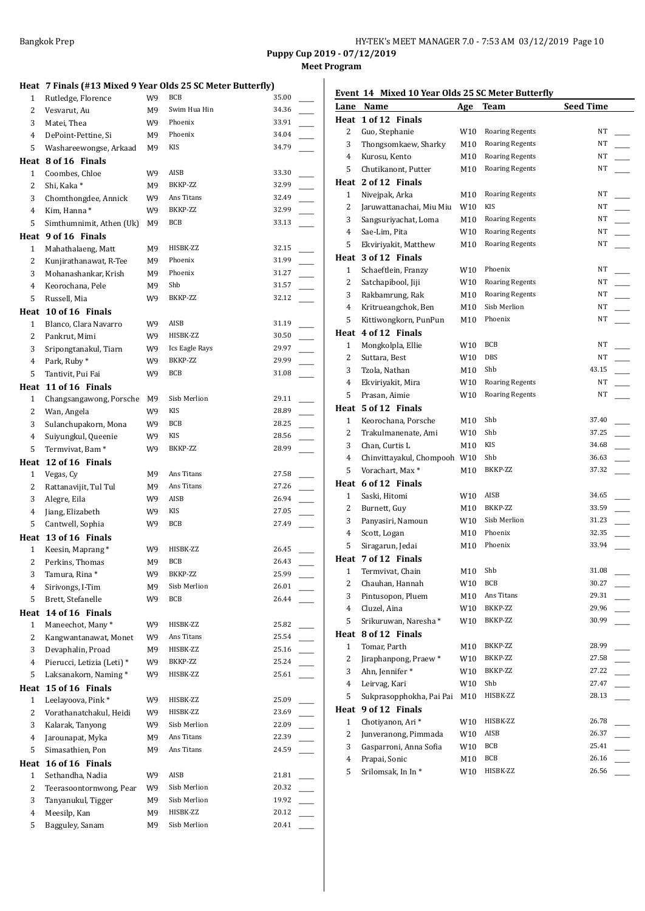## Puppy Cup 2019 - 07/12/2019

### Meet Program

**Heat 7 Finals (#13 Mixed 9 Year Olds 25 SC Meter Butterfly)**

| Lane | Name | Age | Team | Seed Time | |
|---|---|---|---|---|---|
| 1 | Rutledge, Florence | W9 | BCB | 35.00 | ____ |
| 2 | Vesvarut, Au | M9 | Swim Hua Hin | 34.36 | ____ |
| 3 | Matei, Thea | W9 | Phoenix | 33.91 | ____ |
| 4 | DePoint-Pettine, Si | M9 | Phoenix | 34.04 | ____ |
| 5 | Washareewongse, Arkaad | M9 | KIS | 34.79 | ____ |
| **Heat 8 of 16 Finals** | | | | | |
| 1 | Coombes, Chloe | W9 | AISB | 33.30 | ____ |
| 2 | Shi, Kaka * | M9 | BKKP-ZZ | 32.99 | ____ |
| 3 | Chomthongdee, Annick | W9 | Ans Titans | 32.49 | ____ |
| 4 | Kim, Hanna * | W9 | BKKP-ZZ | 32.99 | ____ |
| 5 | Simthumnimit, Athen (Uk) | M9 | BCB | 33.13 | ____ |
| **Heat 9 of 16 Finals** | | | | | |
| 1 | Mahathalaeng, Matt | M9 | HISBK-ZZ | 32.15 | ____ |
| 2 | Kunjirathanawat, R-Tee | M9 | Phoenix | 31.99 | ____ |
| 3 | Mohanashankar, Krish | M9 | Phoenix | 31.27 | ____ |
| 4 | Keorochana, Pele | M9 | Shb | 31.57 | ____ |
| 5 | Russell, Mia | W9 | BKKP-ZZ | 32.12 | ____ |
| **Heat 10 of 16 Finals** | | | | | |
| 1 | Blanco, Clara Navarro | W9 | AISB | 31.19 | ____ |
| 2 | Pankrut, Mimi | W9 | HISBK-ZZ | 30.50 | ____ |
| 3 | Sripongtanakul, Tiarn | W9 | Ics Eagle Rays | 29.97 | ____ |
| 4 | Park, Ruby * | W9 | BKKP-ZZ | 29.99 | ____ |
| 5 | Tantivit, Pui Fai | W9 | BCB | 31.08 | ____ |
| **Heat 11 of 16 Finals** | | | | | |
| 1 | Changsangawong, Porsche | M9 | Sisb Merlion | 29.11 | ____ |
| 2 | Wan, Angela | W9 | KIS | 28.89 | ____ |
| 3 | Sulanchupakorn, Mona | W9 | BCB | 28.25 | ____ |
| 4 | Suiyungkul, Queenie | W9 | KIS | 28.56 | ____ |
| 5 | Termvivat, Bam * | W9 | BKKP-ZZ | 28.99 | ____ |
| **Heat 12 of 16 Finals** | | | | | |
| 1 | Vegas, Cy | M9 | Ans Titans | 27.58 | ____ |
| 2 | Rattanavijit, Tul Tul | M9 | Ans Titans | 27.26 | ____ |
| 3 | Alegre, Eila | W9 | AISB | 26.94 | ____ |
| 4 | Jiang, Elizabeth | W9 | KIS | 27.05 | ____ |
| 5 | Cantwell, Sophia | W9 | BCB | 27.49 | ____ |
| **Heat 13 of 16 Finals** | | | | | |
| 1 | Keesin, Maprang * | W9 | HISBK-ZZ | 26.45 | ____ |
| 2 | Perkins, Thomas | M9 | BCB | 26.43 | ____ |
| 3 | Tamura, Rina * | W9 | BKKP-ZZ | 25.99 | ____ |
| 4 | Sirivongs, I-Tim | M9 | Sisb Merlion | 26.01 | ____ |
| 5 | Brett, Stefanelle | W9 | BCB | 26.44 | ____ |
| **Heat 14 of 16 Finals** | | | | | |
| 1 | Maneechot, Many * | W9 | HISBK-ZZ | 25.82 | ____ |
| 2 | Kangwantanawat, Monet | W9 | Ans Titans | 25.54 | ____ |
| 3 | Devaphalin, Proad | M9 | HISBK-ZZ | 25.16 | ____ |
| 4 | Pierucci, Letizia (Leti) * | W9 | BKKP-ZZ | 25.24 | ____ |
| 5 | Laksanakorn, Naming * | W9 | HISBK-ZZ | 25.61 | ____ |
| **Heat 15 of 16 Finals** | | | | | |
| 1 | Leelayoova, Pink * | W9 | HISBK-ZZ | 25.09 | ____ |
| 2 | Vorathanatchakul, Heidi | W9 | HISBK-ZZ | 23.69 | ____ |
| 3 | Kalarak, Tanyong | W9 | Sisb Merlion | 22.09 | ____ |
| 4 | Jarounapat, Myka | M9 | Ans Titans | 22.39 | ____ |
| 5 | Simasathien, Pon | M9 | Ans Titans | 24.59 | ____ |
| **Heat 16 of 16 Finals** | | | | | |
| 1 | Sethandha, Nadia | W9 | AISB | 21.81 | ____ |
| 2 | Teerasoontornwong, Pear | W9 | Sisb Merlion | 20.32 | ____ |
| 3 | Tanyanukul, Tigger | M9 | Sisb Merlion | 19.92 | ____ |
| 4 | Meesilp, Kan | M9 | HISBK-ZZ | 20.12 | ____ |
| 5 | Bagguley, Sanam | M9 | Sisb Merlion | 20.41 | ____ |

**Event 14 Mixed 10 Year Olds 25 SC Meter Butterfly**

| Lane | Name | Age | Team | Seed Time | |
|---|---|---|---|---|---|
| **Heat 1 of 12 Finals** | | | | | |
| 2 | Guo, Stephanie | W10 | Roaring Regents | NT | ____ |
| 3 | Thongsomkaew, Sharky | M10 | Roaring Regents | NT | ____ |
| 4 | Kurosu, Kento | M10 | Roaring Regents | NT | ____ |
| 5 | Chutikanont, Putter | M10 | Roaring Regents | NT | ____ |
| **Heat 2 of 12 Finals** | | | | | |
| 1 | Nivejpak, Arka | M10 | Roaring Regents | NT | ____ |
| 2 | Jaruwattanachai, Miu Miu | W10 | KIS | NT | ____ |
| 3 | Sangsuriyachat, Loma | M10 | Roaring Regents | NT | ____ |
| 4 | Sae-Lim, Pita | W10 | Roaring Regents | NT | ____ |
| 5 | Ekviriyakit, Matthew | M10 | Roaring Regents | NT | ____ |
| **Heat 3 of 12 Finals** | | | | | |
| 1 | Schaeftlein, Franzy | W10 | Phoenix | NT | ____ |
| 2 | Satchapibool, Jiji | W10 | Roaring Regents | NT | ____ |
| 3 | Rakbamrung, Rak | M10 | Roaring Regents | NT | ____ |
| 4 | Kritrueangchok, Ben | M10 | Sisb Merlion | NT | ____ |
| 5 | Kittiwongkorn, PunPun | M10 | Phoenix | NT | ____ |
| **Heat 4 of 12 Finals** | | | | | |
| 1 | Mongkolpla, Ellie | W10 | BCB | NT | ____ |
| 2 | Suttara, Best | W10 | DBS | NT | ____ |
| 3 | Tzola, Nathan | M10 | Shb | 43.15 | ____ |
| 4 | Ekviriyakit, Mira | W10 | Roaring Regents | NT | ____ |
| 5 | Prasan, Aimie | W10 | Roaring Regents | NT | ____ |
| **Heat 5 of 12 Finals** | | | | | |
| 1 | Keorochana, Porsche | M10 | Shb | 37.40 | ____ |
| 2 | Trakulmanenate, Ami | W10 | Shb | 37.25 | ____ |
| 3 | Chan, Curtis L | M10 | KIS | 34.68 | ____ |
| 4 | Chinvittayakul, Chompooh | W10 | Shb | 36.63 | ____ |
| 5 | Vorachart, Max * | M10 | BKKP-ZZ | 37.32 | ____ |
| **Heat 6 of 12 Finals** | | | | | |
| 1 | Saski, Hitomi | W10 | AISB | 34.65 | ____ |
| 2 | Burnett, Guy | M10 | BKKP-ZZ | 33.59 | ____ |
| 3 | Panyasiri, Namoun | W10 | Sisb Merlion | 31.23 | ____ |
| 4 | Scott, Logan | M10 | Phoenix | 32.35 | ____ |
| 5 | Siragarun, Jedai | M10 | Phoenix | 33.94 | ____ |
| **Heat 7 of 12 Finals** | | | | | |
| 1 | Termvivat, Chain | M10 | Shb | 31.08 | ____ |
| 2 | Chauhan, Hannah | W10 | BCB | 30.27 | ____ |
| 3 | Pintusopon, Pluem | M10 | Ans Titans | 29.31 | ____ |
| 4 | Cluzel, Aina | W10 | BKKP-ZZ | 29.96 | ____ |
| 5 | Srikuruwan, Naresha * | W10 | BKKP-ZZ | 30.99 | ____ |
| **Heat 8 of 12 Finals** | | | | | |
| 1 | Tomar, Parth | M10 | BKKP-ZZ | 28.99 | ____ |
| 2 | Jiraphanpong, Praew * | W10 | BKKP-ZZ | 27.58 | ____ |
| 3 | Ahn, Jennifer * | W10 | BKKP-ZZ | 27.22 | ____ |
| 4 | Leirvag, Kari | W10 | Shb | 27.47 | ____ |
| 5 | Sukprasopphokha, Pai Pai | M10 | HISBK-ZZ | 28.13 | ____ |
| **Heat 9 of 12 Finals** | | | | | |
| 1 | Chotiyanon, Ari * | W10 | HISBK-ZZ | 26.78 | ____ |
| 2 | Junveranong, Pimmada | W10 | AISB | 26.37 | ____ |
| 3 | Gasparroni, Anna Sofia | W10 | BCB | 25.41 | ____ |
| 4 | Prapai, Sonic | M10 | BCB | 26.16 | ____ |
| 5 | Srilomsak, In In * | W10 | HISBK-ZZ | 26.56 | ____ |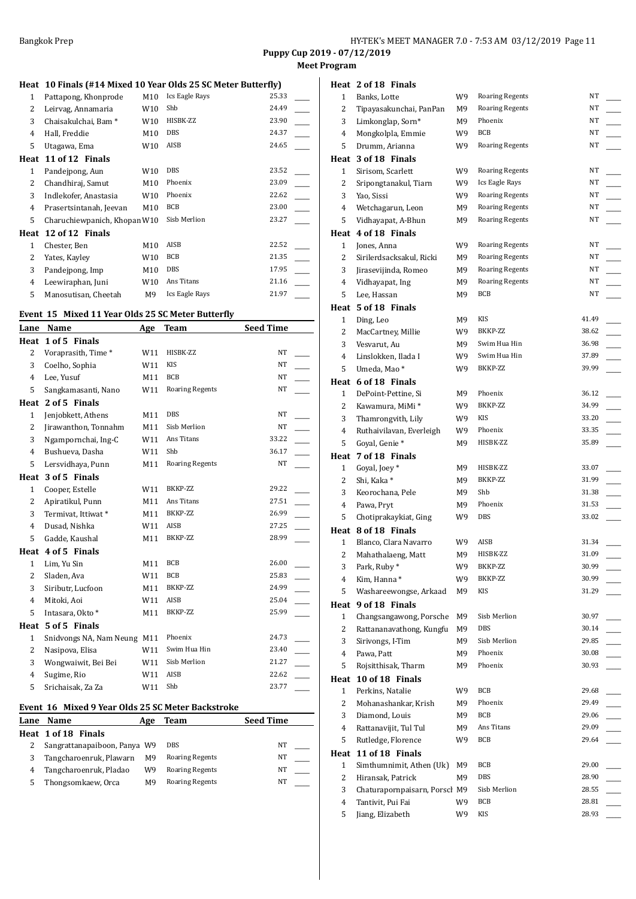**Puppy Cup 2019 - 07/12/2019**

**Meet Program**

**Heat 10 Finals (#14 Mixed 10 Year Olds 25 SC Meter Butterfly)**

| Lane | Name | Age | Team | Seed Time |
|---|---|---|---|---|
| 1 | Pattapong, Khonprode | M10 | Ics Eagle Rays | 25.33 |
| 2 | Leirvag, Annamaria | W10 | Shb | 24.49 |
| 3 | Chaisakulchai, Bam * | W10 | HISBK-ZZ | 23.90 |
| 4 | Hall, Freddie | M10 | DBS | 24.37 |
| 5 | Utagawa, Ema | W10 | AISB | 24.65 |
| **Heat 11 of 12 Finals** | | | | |
| 1 | Pandejpong, Aun | W10 | DBS | 23.52 |
| 2 | Chandhiraj, Samut | M10 | Phoenix | 23.09 |
| 3 | Indlekofer, Anastasia | W10 | Phoenix | 22.62 |
| 4 | Prasertsintanah, Jeevan | M10 | BCB | 23.00 |
| 5 | Charuchiewpanich, Khopan | W10 | Sisb Merlion | 23.27 |
| **Heat 12 of 12 Finals** | | | | |
| 1 | Chester, Ben | M10 | AISB | 22.52 |
| 2 | Yates, Kayley | W10 | BCB | 21.35 |
| 3 | Pandejpong, Imp | M10 | DBS | 17.95 |
| 4 | Leewiraphan, Juni | W10 | Ans Titans | 21.16 |
| 5 | Manosutisan, Cheetah | M9 | Ics Eagle Rays | 21.97 |

## Event 15 Mixed 11 Year Olds 25 SC Meter Butterfly

| Lane | Name | Age | Team | Seed Time |
|---|---|---|---|---|
| **Heat 1 of 5 Finals** | | | | |
| 2 | Vorapraslth, Time * | W11 | HISBK-ZZ | NT |
| 3 | Coelho, Sophia | W11 | KIS | NT |
| 4 | Lee, Yusuf | M11 | BCB | NT |
| 5 | Sangkamasanti, Nano | W11 | Roaring Regents | NT |
| **Heat 2 of 5 Finals** | | | | |
| 1 | Jenjobkett, Athens | M11 | DBS | NT |
| 2 | Jirawanthon, Tonnahm | M11 | Sisb Merlion | NT |
| 3 | Ngampornchai, Ing-C | W11 | Ans Titans | 33.22 |
| 4 | Bushueva, Dasha | W11 | Shb | 36.17 |
| 5 | Lersvidhaya, Punn | M11 | Roaring Regents | NT |
| **Heat 3 of 5 Finals** | | | | |
| 1 | Cooper, Estelle | W11 | BKKP-ZZ | 29.22 |
| 2 | Apiratikul, Punn | M11 | Ans Titans | 27.51 |
| 3 | Termivat, Ittiwat * | M11 | BKKP-ZZ | 26.99 |
| 4 | Dusad, Nishka | W11 | AISB | 27.25 |
| 5 | Gadde, Kaushal | M11 | BKKP-ZZ | 28.99 |
| **Heat 4 of 5 Finals** | | | | |
| 1 | Lim, Yu Sin | M11 | BCB | 26.00 |
| 2 | Sladen, Ava | W11 | BCB | 25.83 |
| 3 | Siributr, Lucfoon | M11 | BKKP-ZZ | 24.99 |
| 4 | Mitoki, Aoi | W11 | AISB | 25.04 |
| 5 | Intasara, Okto * | M11 | BKKP-ZZ | 25.99 |
| **Heat 5 of 5 Finals** | | | | |
| 1 | Snidvongs NA, Nam Neung | M11 | Phoenix | 24.73 |
| 2 | Nasipova, Elisa | W11 | Swim Hua Hin | 23.40 |
| 3 | Wongwaiwit, Bei Bei | W11 | Sisb Merlion | 21.27 |
| 4 | Sugime, Rio | W11 | AISB | 22.62 |
| 5 | Srichaisak, Za Za | W11 | Shb | 23.77 |

## Event 16 Mixed 9 Year Olds 25 SC Meter Backstroke

| Lane | Name | Age | Team | Seed Time |
|---|---|---|---|---|
| **Heat 1 of 18 Finals** | | | | |
| 2 | Sangrattanapaiboon, Panya | W9 | DBS | NT |
| 3 | Tangcharoenruk, Plawarn | M9 | Roaring Regents | NT |
| 4 | Tangcharoenruk, Pladao | W9 | Roaring Regents | NT |
| 5 | Thongsomkaew, Orca | M9 | Roaring Regents | NT |
| **Heat 2 of 18 Finals** | | | | |
| 1 | Banks, Lotte | W9 | Roaring Regents | NT |
| 2 | Tipayasakunchai, PanPan | M9 | Roaring Regents | NT |
| 3 | Limkonglap, Sorn* | M9 | Phoenix | NT |
| 4 | Mongkolpla, Emmie | W9 | BCB | NT |
| 5 | Drumm, Arianna | W9 | Roaring Regents | NT |
| **Heat 3 of 18 Finals** | | | | |
| 1 | Sirisom, Scarlett | W9 | Roaring Regents | NT |
| 2 | Sripongtanakul, Tiarn | W9 | Ics Eagle Rays | NT |
| 3 | Yao, Sissi | W9 | Roaring Regents | NT |
| 4 | Wetchagarun, Leon | M9 | Roaring Regents | NT |
| 5 | Vidhayapat, A-Bhun | M9 | Roaring Regents | NT |
| **Heat 4 of 18 Finals** | | | | |
| 1 | Jones, Anna | W9 | Roaring Regents | NT |
| 2 | Sirilerdsacksakul, Ricki | M9 | Roaring Regents | NT |
| 3 | Jirasevijinda, Romeo | M9 | Roaring Regents | NT |
| 4 | Vidhayapat, Ing | M9 | Roaring Regents | NT |
| 5 | Lee, Hassan | M9 | BCB | NT |
| **Heat 5 of 18 Finals** | | | | |
| 1 | Ding, Leo | M9 | KIS | 41.49 |
| 2 | MacCartney, Millie | W9 | BKKP-ZZ | 38.62 |
| 3 | Vesvarut, Au | M9 | Swim Hua Hin | 36.98 |
| 4 | Linslokken, Ilada I | W9 | Swim Hua Hin | 37.89 |
| 5 | Umeda, Mao * | W9 | BKKP-ZZ | 39.99 |
| **Heat 6 of 18 Finals** | | | | |
| 1 | DePoint-Pettine, Si | M9 | Phoenix | 36.12 |
| 2 | Kawamura, MiMi * | W9 | BKKP-ZZ | 34.99 |
| 3 | Thamrongvith, Lily | W9 | KIS | 33.20 |
| 4 | Ruthaivilavan, Everleigh | W9 | Phoenix | 33.35 |
| 5 | Goyal, Genie * | M9 | HISBK-ZZ | 35.89 |
| **Heat 7 of 18 Finals** | | | | |
| 1 | Goyal, Joey * | M9 | HISBK-ZZ | 33.07 |
| 2 | Shi, Kaka * | M9 | BKKP-ZZ | 31.99 |
| 3 | Keorochana, Pele | M9 | Shb | 31.38 |
| 4 | Pawa, Pryt | M9 | Phoenix | 31.53 |
| 5 | Chotiprakaykiat, Ging | W9 | DBS | 33.02 |
| **Heat 8 of 18 Finals** | | | | |
| 1 | Blanco, Clara Navarro | W9 | AISB | 31.34 |
| 2 | Mahathalaeng, Matt | M9 | HISBK-ZZ | 31.09 |
| 3 | Park, Ruby * | W9 | BKKP-ZZ | 30.99 |
| 4 | Kim, Hanna * | W9 | BKKP-ZZ | 30.99 |
| 5 | Washareewongse, Arkaad | M9 | KIS | 31.29 |
| **Heat 9 of 18 Finals** | | | | |
| 1 | Changsangawong, Porsche | M9 | Sisb Merlion | 30.97 |
| 2 | Rattananavathong, Kungfu | M9 | DBS | 30.14 |
| 3 | Sirivongs, I-Tim | M9 | Sisb Merlion | 29.85 |
| 4 | Pawa, Patt | M9 | Phoenix | 30.08 |
| 5 | Rojsitthisak, Tharm | M9 | Phoenix | 30.93 |
| **Heat 10 of 18 Finals** | | | | |
| 1 | Perkins, Natalie | W9 | BCB | 29.68 |
| 2 | Mohanashankar, Krish | M9 | Phoenix | 29.49 |
| 3 | Diamond, Louis | M9 | BCB | 29.06 |
| 4 | Rattanavijit, Tul Tul | M9 | Ans Titans | 29.09 |
| 5 | Rutledge, Florence | W9 | BCB | 29.64 |
| **Heat 11 of 18 Finals** | | | | |
| 1 | Simthumnimit, Athen (Uk) | M9 | BCB | 29.00 |
| 2 | Hiransak, Patrick | M9 | DBS | 28.90 |
| 3 | Chaturapornpaisarn, Porsch | M9 | Sisb Merlion | 28.55 |
| 4 | Tantivit, Pui Fai | W9 | BCB | 28.81 |
| 5 | Jiang, Elizabeth | W9 | KIS | 28.93 |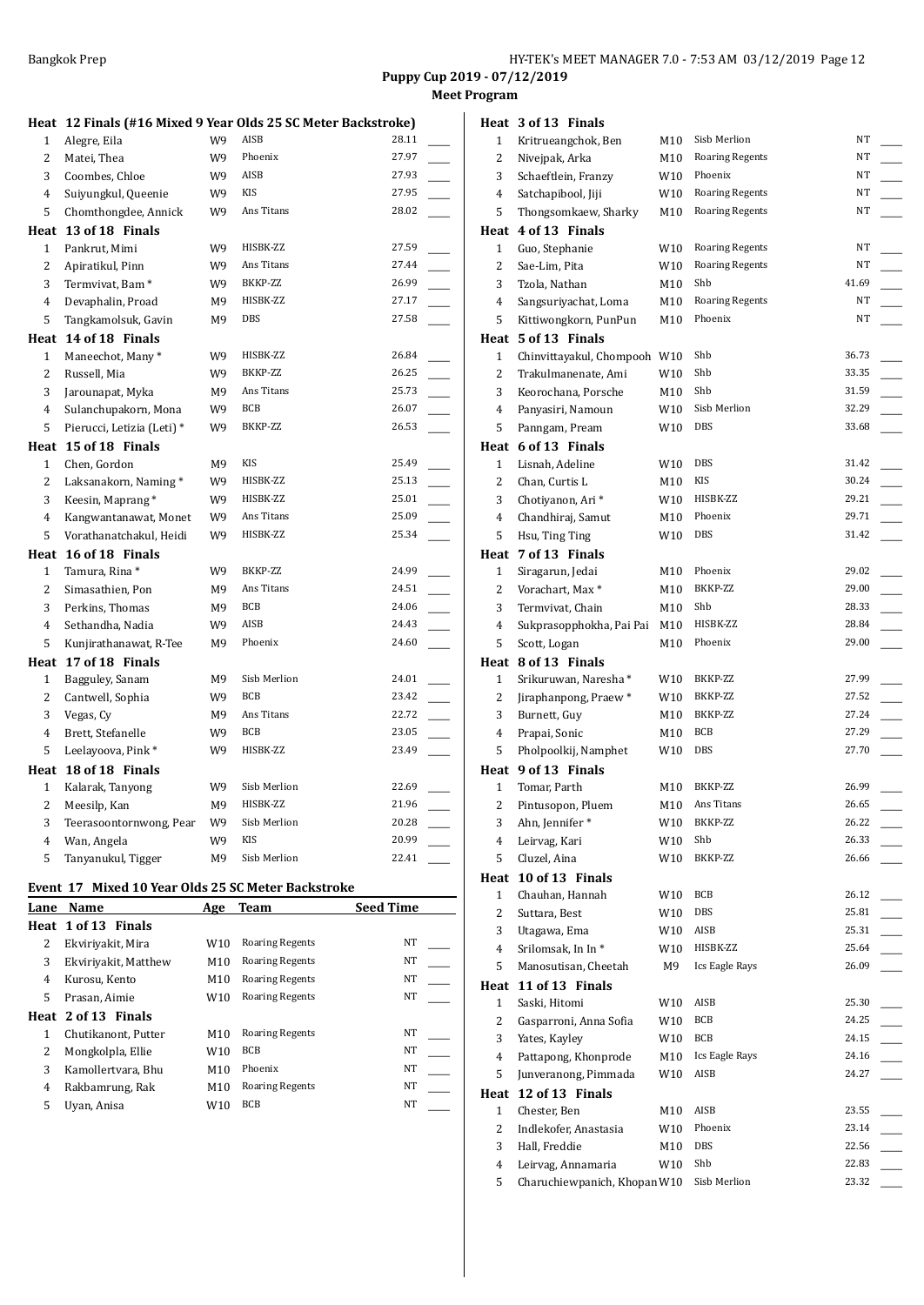**Puppy Cup 2019 - 07/12/2019**

**Meet Program**

### Heat 12 Finals (#16 Mixed 9 Year Olds 25 SC Meter Backstroke)

| Lane | Name | Age | Team | Seed Time |
|---|---|---|---|---|
| 1 | Alegre, Eila | W9 | AISB | 28.11 |
| 2 | Matei, Thea | W9 | Phoenix | 27.97 |
| 3 | Coombes, Chloe | W9 | AISB | 27.93 |
| 4 | Suiyungkul, Queenie | W9 | KIS | 27.95 |
| 5 | Chomthongdee, Annick | W9 | Ans Titans | 28.02 |
| **Heat 13 of 18 Finals** | | | | |
| 1 | Pankrut, Mimi | W9 | HISBK-ZZ | 27.59 |
| 2 | Apiratikul, Pinn | W9 | Ans Titans | 27.44 |
| 3 | Termvivat, Bam * | W9 | BKKP-ZZ | 26.99 |
| 4 | Devaphalin, Proad | M9 | HISBK-ZZ | 27.17 |
| 5 | Tangkamolsuk, Gavin | M9 | DBS | 27.58 |
| **Heat 14 of 18 Finals** | | | | |
| 1 | Maneechot, Many * | W9 | HISBK-ZZ | 26.84 |
| 2 | Russell, Mia | W9 | BKKP-ZZ | 26.25 |
| 3 | Jarounapat, Myka | M9 | Ans Titans | 25.73 |
| 4 | Sulanchupakorn, Mona | W9 | BCB | 26.07 |
| 5 | Pierucci, Letizia (Leti) * | W9 | BKKP-ZZ | 26.53 |
| **Heat 15 of 18 Finals** | | | | |
| 1 | Chen, Gordon | M9 | KIS | 25.49 |
| 2 | Laksanakorn, Naming * | W9 | HISBK-ZZ | 25.13 |
| 3 | Keesin, Maprang * | W9 | HISBK-ZZ | 25.01 |
| 4 | Kangwantanawat, Monet | W9 | Ans Titans | 25.09 |
| 5 | Vorathanatchakul, Heidi | W9 | HISBK-ZZ | 25.34 |
| **Heat 16 of 18 Finals** | | | | |
| 1 | Tamura, Rina * | W9 | BKKP-ZZ | 24.99 |
| 2 | Simasathien, Pon | M9 | Ans Titans | 24.51 |
| 3 | Perkins, Thomas | M9 | BCB | 24.06 |
| 4 | Sethandha, Nadia | W9 | AISB | 24.43 |
| 5 | Kunjirathanawat, R-Tee | M9 | Phoenix | 24.60 |
| **Heat 17 of 18 Finals** | | | | |
| 1 | Bagguley, Sanam | M9 | Sisb Merlion | 24.01 |
| 2 | Cantwell, Sophia | W9 | BCB | 23.42 |
| 3 | Vegas, Cy | M9 | Ans Titans | 22.72 |
| 4 | Brett, Stefanelle | W9 | BCB | 23.05 |
| 5 | Leelayoova, Pink * | W9 | HISBK-ZZ | 23.49 |
| **Heat 18 of 18 Finals** | | | | |
| 1 | Kalarak, Tanyong | W9 | Sisb Merlion | 22.69 |
| 2 | Meesilp, Kan | M9 | HISBK-ZZ | 21.96 |
| 3 | Teerasoontornwong, Pear | W9 | Sisb Merlion | 20.28 |
| 4 | Wan, Angela | W9 | KIS | 20.99 |
| 5 | Tanyanukul, Tigger | M9 | Sisb Merlion | 22.41 |

### Event 17 Mixed 10 Year Olds 25 SC Meter Backstroke

| Lane | Name | Age | Team | Seed Time |
|---|---|---|---|---|
| **Heat 1 of 13 Finals** | | | | |
| 2 | Ekviriyakit, Mira | W10 | Roaring Regents | NT |
| 3 | Ekviriyakit, Matthew | M10 | Roaring Regents | NT |
| 4 | Kurosu, Kento | M10 | Roaring Regents | NT |
| 5 | Prasan, Aimie | W10 | Roaring Regents | NT |
| **Heat 2 of 13 Finals** | | | | |
| 1 | Chutikanont, Putter | M10 | Roaring Regents | NT |
| 2 | Mongkolpla, Ellie | W10 | BCB | NT |
| 3 | Kamollertvara, Bhu | M10 | Phoenix | NT |
| 4 | Rakbamrung, Rak | M10 | Roaring Regents | NT |
| 5 | Uyan, Anisa | W10 | BCB | NT |
| **Heat 3 of 13 Finals** | | | | |
| 1 | Kritrueangchok, Ben | M10 | Sisb Merlion | NT |
| 2 | Nivejpak, Arka | M10 | Roaring Regents | NT |
| 3 | Schaeftlein, Franzy | W10 | Phoenix | NT |
| 4 | Satchapibool, Jiji | W10 | Roaring Regents | NT |
| 5 | Thongsomkaew, Sharky | M10 | Roaring Regents | NT |
| **Heat 4 of 13 Finals** | | | | |
| 1 | Guo, Stephanie | W10 | Roaring Regents | NT |
| 2 | Sae-Lim, Pita | W10 | Roaring Regents | NT |
| 3 | Tzola, Nathan | M10 | Shb | 41.69 |
| 4 | Sangsuriyachat, Loma | M10 | Roaring Regents | NT |
| 5 | Kittiwongkorn, PunPun | M10 | Phoenix | NT |
| **Heat 5 of 13 Finals** | | | | |
| 1 | Chinvittayakul, Chompooh | W10 | Shb | 36.73 |
| 2 | Trakulmanenate, Ami | W10 | Shb | 33.35 |
| 3 | Keorochana, Porsche | M10 | Shb | 31.59 |
| 4 | Panyasiri, Namoun | W10 | Sisb Merlion | 32.29 |
| 5 | Panngam, Pream | W10 | DBS | 33.68 |
| **Heat 6 of 13 Finals** | | | | |
| 1 | Lisnah, Adeline | W10 | DBS | 31.42 |
| 2 | Chan, Curtis L | M10 | KIS | 30.24 |
| 3 | Chotiyanon, Ari * | W10 | HISBK-ZZ | 29.21 |
| 4 | Chandhiraj, Samut | M10 | Phoenix | 29.71 |
| 5 | Hsu, Ting Ting | W10 | DBS | 31.42 |
| **Heat 7 of 13 Finals** | | | | |
| 1 | Siragarun, Jedai | M10 | Phoenix | 29.02 |
| 2 | Vorachart, Max * | M10 | BKKP-ZZ | 29.00 |
| 3 | Termvivat, Chain | M10 | Shb | 28.33 |
| 4 | Sukprasopphokha, Pai Pai | M10 | HISBK-ZZ | 28.84 |
| 5 | Scott, Logan | M10 | Phoenix | 29.00 |
| **Heat 8 of 13 Finals** | | | | |
| 1 | Srikuruwan, Naresha * | W10 | BKKP-ZZ | 27.99 |
| 2 | Jiraphanpong, Praew * | W10 | BKKP-ZZ | 27.52 |
| 3 | Burnett, Guy | M10 | BKKP-ZZ | 27.24 |
| 4 | Prapai, Sonic | M10 | BCB | 27.29 |
| 5 | Pholpoolkij, Namphet | W10 | DBS | 27.70 |
| **Heat 9 of 13 Finals** | | | | |
| 1 | Tomar, Parth | M10 | BKKP-ZZ | 26.99 |
| 2 | Pintusopon, Pluem | M10 | Ans Titans | 26.65 |
| 3 | Ahn, Jennifer * | W10 | BKKP-ZZ | 26.22 |
| 4 | Leirvag, Kari | W10 | Shb | 26.33 |
| 5 | Cluzel, Aina | W10 | BKKP-ZZ | 26.66 |
| **Heat 10 of 13 Finals** | | | | |
| 1 | Chauhan, Hannah | W10 | BCB | 26.12 |
| 2 | Suttara, Best | W10 | DBS | 25.81 |
| 3 | Utagawa, Ema | W10 | AISB | 25.31 |
| 4 | Srilomsak, In In * | W10 | HISBK-ZZ | 25.64 |
| 5 | Manosutisan, Cheetah | M9 | Ics Eagle Rays | 26.09 |
| **Heat 11 of 13 Finals** | | | | |
| 1 | Saski, Hitomi | W10 | AISB | 25.30 |
| 2 | Gasparroni, Anna Sofia | W10 | BCB | 24.25 |
| 3 | Yates, Kayley | W10 | BCB | 24.15 |
| 4 | Pattapong, Khonprode | M10 | Ics Eagle Rays | 24.16 |
| 5 | Junveranong, Pimmada | W10 | AISB | 24.27 |
| **Heat 12 of 13 Finals** | | | | |
| 1 | Chester, Ben | M10 | AISB | 23.55 |
| 2 | Indlekofer, Anastasia | W10 | Phoenix | 23.14 |
| 3 | Hall, Freddie | M10 | DBS | 22.56 |
| 4 | Leirvag, Annamaria | W10 | Shb | 22.83 |
| 5 | Charuchiewpanich, Khopan | W10 | Sisb Merlion | 23.32 |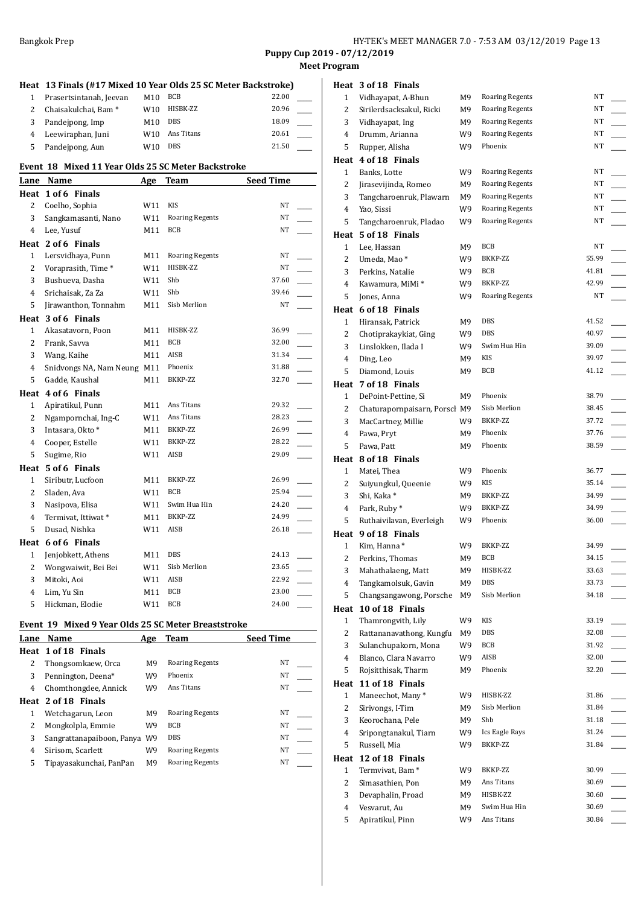**Puppy Cup 2019 - 07/12/2019**

**Meet Program**

**Heat 13 Finals (#17 Mixed 10 Year Olds 25 SC Meter Backstroke)**

| Lane | Name | Age | Team | Seed Time |
|---|---|---|---|---|
| 1 | Prasertsintanah, Jeevan | M10 | BCB | 22.00 |
| 2 | Chaisakulchai, Bam * | W10 | HISBK-ZZ | 20.96 |
| 3 | Pandejpong, Imp | M10 | DBS | 18.09 |
| 4 | Leewiraphan, Juni | W10 | Ans Titans | 20.61 |
| 5 | Pandejpong, Aun | W10 | DBS | 21.50 |

## Event 18 Mixed 11 Year Olds 25 SC Meter Backstroke

| Lane | Name | Age | Team | Seed Time |
|---|---|---|---|---|
| **Heat 1 of 6 Finals** | | | | |
| 2 | Coelho, Sophia | W11 | KIS | NT |
| 3 | Sangkamasanti, Nano | W11 | Roaring Regents | NT |
| 4 | Lee, Yusuf | M11 | BCB | NT |
| **Heat 2 of 6 Finals** | | | | |
| 1 | Lersvidhaya, Punn | M11 | Roaring Regents | NT |
| 2 | Voraprasith, Time * | W11 | HISBK-ZZ | NT |
| 3 | Bushueva, Dasha | W11 | Shb | 37.60 |
| 4 | Srichaisak, Za Za | W11 | Shb | 39.46 |
| 5 | Jirawanthon, Tonnahm | M11 | Sisb Merlion | NT |
| **Heat 3 of 6 Finals** | | | | |
| 1 | Akasatavorn, Poon | M11 | HISBK-ZZ | 36.99 |
| 2 | Frank, Savva | M11 | BCB | 32.00 |
| 3 | Wang, Kaihe | M11 | AISB | 31.34 |
| 4 | Snidvongs NA, Nam Neung | M11 | Phoenix | 31.88 |
| 5 | Gadde, Kaushal | M11 | BKKP-ZZ | 32.70 |
| **Heat 4 of 6 Finals** | | | | |
| 1 | Apiratikul, Punn | M11 | Ans Titans | 29.32 |
| 2 | Ngampornchai, Ing-C | W11 | Ans Titans | 28.23 |
| 3 | Intasara, Okto * | M11 | BKKP-ZZ | 26.99 |
| 4 | Cooper, Estelle | W11 | BKKP-ZZ | 28.22 |
| 5 | Sugime, Rio | W11 | AISB | 29.09 |
| **Heat 5 of 6 Finals** | | | | |
| 1 | Siributr, Lucfoon | M11 | BKKP-ZZ | 26.99 |
| 2 | Sladen, Ava | W11 | BCB | 25.94 |
| 3 | Nasipova, Elisa | W11 | Swim Hua Hin | 24.20 |
| 4 | Termivat, Ittiwat * | M11 | BKKP-ZZ | 24.99 |
| 5 | Dusad, Nishka | W11 | AISB | 26.18 |
| **Heat 6 of 6 Finals** | | | | |
| 1 | Jenjobkett, Athens | M11 | DBS | 24.13 |
| 2 | Wongwaiwit, Bei Bei | W11 | Sisb Merlion | 23.65 |
| 3 | Mitoki, Aoi | W11 | AISB | 22.92 |
| 4 | Lim, Yu Sin | M11 | BCB | 23.00 |
| 5 | Hickman, Elodie | W11 | BCB | 24.00 |

## Event 19 Mixed 9 Year Olds 25 SC Meter Breaststroke

| Lane | Name | Age | Team | Seed Time |
|---|---|---|---|---|
| **Heat 1 of 18 Finals** | | | | |
| 2 | Thongsomkaew, Orca | M9 | Roaring Regents | NT |
| 3 | Pennington, Deena* | W9 | Phoenix | NT |
| 4 | Chomthongdee, Annick | W9 | Ans Titans | NT |
| **Heat 2 of 18 Finals** | | | | |
| 1 | Wetchagarun, Leon | M9 | Roaring Regents | NT |
| 2 | Mongkolpla, Emmie | W9 | BCB | NT |
| 3 | Sangrattanapaiboon, Panya | W9 | DBS | NT |
| 4 | Sirisom, Scarlett | W9 | Roaring Regents | NT |
| 5 | Tipayasakunchai, PanPan | M9 | Roaring Regents | NT |
| **Heat 3 of 18 Finals** | | | | |
| 1 | Vidhayapat, A-Bhun | M9 | Roaring Regents | NT |
| 2 | Sirilerdsacksakul, Ricki | M9 | Roaring Regents | NT |
| 3 | Vidhayapat, Ing | M9 | Roaring Regents | NT |
| 4 | Drumm, Arianna | W9 | Roaring Regents | NT |
| 5 | Rupper, Alisha | W9 | Phoenix | NT |
| **Heat 4 of 18 Finals** | | | | |
| 1 | Banks, Lotte | W9 | Roaring Regents | NT |
| 2 | Jirasevijinda, Romeo | M9 | Roaring Regents | NT |
| 3 | Tangcharoenruk, Plawarn | M9 | Roaring Regents | NT |
| 4 | Yao, Sissi | W9 | Roaring Regents | NT |
| 5 | Tangcharoenruk, Pladao | W9 | Roaring Regents | NT |
| **Heat 5 of 18 Finals** | | | | |
| 1 | Lee, Hassan | M9 | BCB | NT |
| 2 | Umeda, Mao * | W9 | BKKP-ZZ | 55.99 |
| 3 | Perkins, Natalie | W9 | BCB | 41.81 |
| 4 | Kawamura, MiMi * | W9 | BKKP-ZZ | 42.99 |
| 5 | Jones, Anna | W9 | Roaring Regents | NT |
| **Heat 6 of 18 Finals** | | | | |
| 1 | Hiransak, Patrick | M9 | DBS | 41.52 |
| 2 | Chotiprakaykiat, Ging | W9 | DBS | 40.97 |
| 3 | Linslokken, Ilada I | W9 | Swim Hua Hin | 39.09 |
| 4 | Ding, Leo | M9 | KIS | 39.97 |
| 5 | Diamond, Louis | M9 | BCB | 41.12 |
| **Heat 7 of 18 Finals** | | | | |
| 1 | DePoint-Pettine, Si | M9 | Phoenix | 38.79 |
| 2 | Chaturapornpaisarn, Porsch | M9 | Sisb Merlion | 38.45 |
| 3 | MacCartney, Millie | W9 | BKKP-ZZ | 37.72 |
| 4 | Pawa, Pryt | M9 | Phoenix | 37.76 |
| 5 | Pawa, Patt | M9 | Phoenix | 38.59 |
| **Heat 8 of 18 Finals** | | | | |
| 1 | Matei, Thea | W9 | Phoenix | 36.77 |
| 2 | Suiyungkul, Queenie | W9 | KIS | 35.14 |
| 3 | Shi, Kaka * | M9 | BKKP-ZZ | 34.99 |
| 4 | Park, Ruby * | W9 | BKKP-ZZ | 34.99 |
| 5 | Ruthaivilavan, Everleigh | W9 | Phoenix | 36.00 |
| **Heat 9 of 18 Finals** | | | | |
| 1 | Kim, Hanna * | W9 | BKKP-ZZ | 34.99 |
| 2 | Perkins, Thomas | M9 | BCB | 34.15 |
| 3 | Mahathalaeng, Matt | M9 | HISBK-ZZ | 33.63 |
| 4 | Tangkamolsuk, Gavin | M9 | DBS | 33.73 |
| 5 | Changsangawong, Porsche | M9 | Sisb Merlion | 34.18 |
| **Heat 10 of 18 Finals** | | | | |
| 1 | Thamrongvith, Lily | W9 | KIS | 33.19 |
| 2 | Rattananavathong, Kungfu | M9 | DBS | 32.08 |
| 3 | Sulanchupakorn, Mona | W9 | BCB | 31.92 |
| 4 | Blanco, Clara Navarro | W9 | AISB | 32.00 |
| 5 | Rojsitthisak, Tharm | M9 | Phoenix | 32.20 |
| **Heat 11 of 18 Finals** | | | | |
| 1 | Maneechot, Many * | W9 | HISBK-ZZ | 31.86 |
| 2 | Sirivongs, I-Tim | M9 | Sisb Merlion | 31.84 |
| 3 | Keorochana, Pele | M9 | Shb | 31.18 |
| 4 | Sripongtanakul, Tiarn | W9 | Ics Eagle Rays | 31.24 |
| 5 | Russell, Mia | W9 | BKKP-ZZ | 31.84 |
| **Heat 12 of 18 Finals** | | | | |
| 1 | Termvivat, Bam * | W9 | BKKP-ZZ | 30.99 |
| 2 | Simasathien, Pon | M9 | Ans Titans | 30.69 |
| 3 | Devaphalin, Proad | M9 | HISBK-ZZ | 30.60 |
| 4 | Vesvarut, Au | M9 | Swim Hua Hin | 30.69 |
| 5 | Apiratikul, Pinn | W9 | Ans Titans | 30.84 |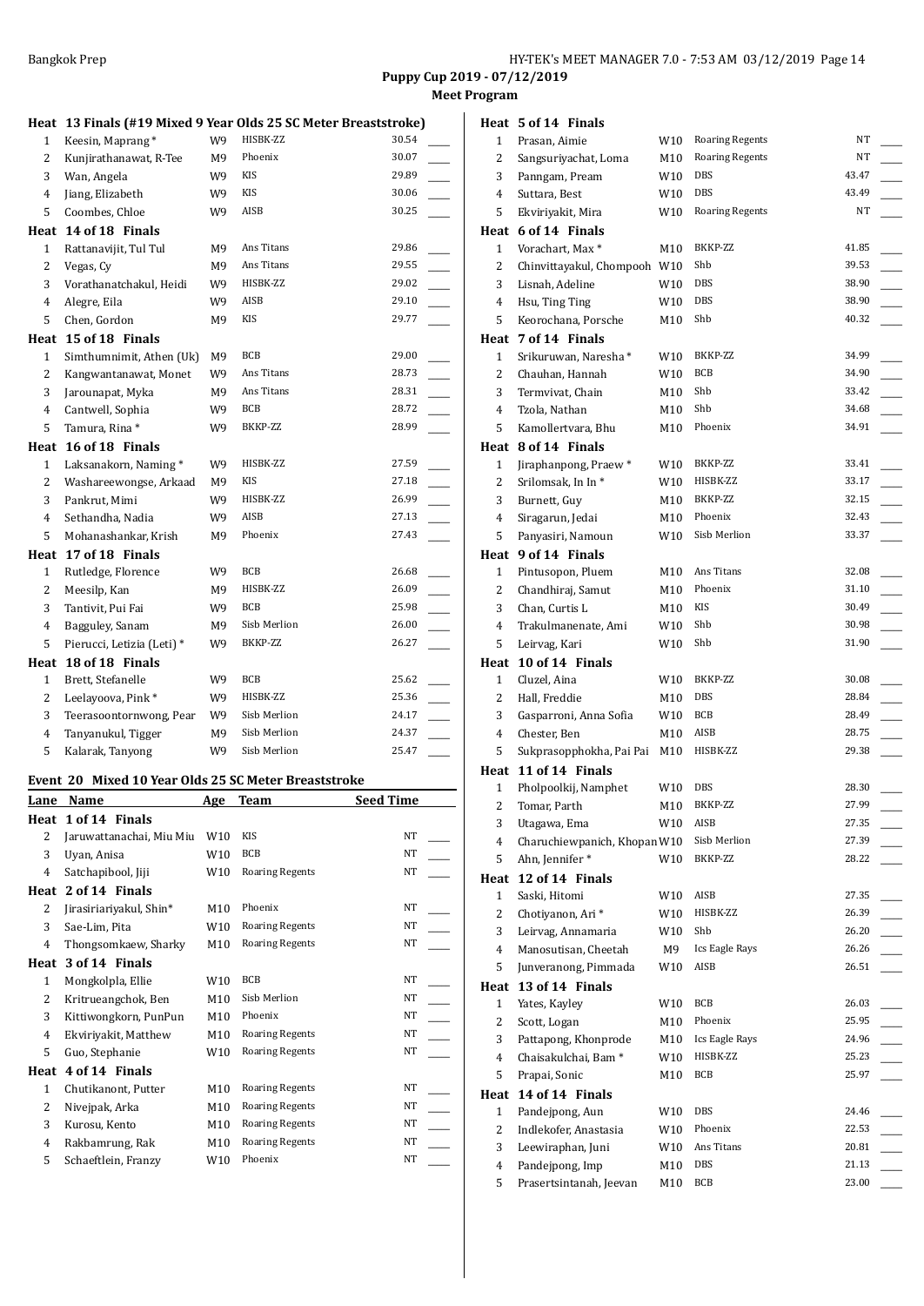Puppy Cup 2019 - 07/12/2019

Meet Program

**Heat 13 Finals (#19 Mixed 9 Year Olds 25 SC Meter Breaststroke)**

| Lane | Name | Age | Team | Seed Time |
|---|---|---|---|---|
| 1 | Keesin, Maprang * | W9 | HISBK-ZZ | 30.54 |
| 2 | Kunjirathanawat, R-Tee | M9 | Phoenix | 30.07 |
| 3 | Wan, Angela | W9 | KIS | 29.89 |
| 4 | Jiang, Elizabeth | W9 | KIS | 30.06 |
| 5 | Coombes, Chloe | W9 | AISB | 30.25 |

**Heat 14 of 18 Finals**

| Lane | Name | Age | Team | Seed Time |
|---|---|---|---|---|
| 1 | Rattanavijit, Tul Tul | M9 | Ans Titans | 29.86 |
| 2 | Vegas, Cy | M9 | Ans Titans | 29.55 |
| 3 | Vorathanatchakul, Heidi | W9 | HISBK-ZZ | 29.02 |
| 4 | Alegre, Eila | W9 | AISB | 29.10 |
| 5 | Chen, Gordon | M9 | KIS | 29.77 |

**Heat 15 of 18 Finals**

| Lane | Name | Age | Team | Seed Time |
|---|---|---|---|---|
| 1 | Simthumnimit, Athen (Uk) | M9 | BCB | 29.00 |
| 2 | Kangwantanawat, Monet | W9 | Ans Titans | 28.73 |
| 3 | Jarounapat, Myka | M9 | Ans Titans | 28.31 |
| 4 | Cantwell, Sophia | W9 | BCB | 28.72 |
| 5 | Tamura, Rina * | W9 | BKKP-ZZ | 28.99 |

**Heat 16 of 18 Finals**

| Lane | Name | Age | Team | Seed Time |
|---|---|---|---|---|
| 1 | Laksanakorn, Naming * | W9 | HISBK-ZZ | 27.59 |
| 2 | Washareewongse, Arkaad | M9 | KIS | 27.18 |
| 3 | Pankrut, Mimi | W9 | HISBK-ZZ | 26.99 |
| 4 | Sethandha, Nadia | W9 | AISB | 27.13 |
| 5 | Mohanashankar, Krish | M9 | Phoenix | 27.43 |

**Heat 17 of 18 Finals**

| Lane | Name | Age | Team | Seed Time |
|---|---|---|---|---|
| 1 | Rutledge, Florence | W9 | BCB | 26.68 |
| 2 | Meesilp, Kan | M9 | HISBK-ZZ | 26.09 |
| 3 | Tantivit, Pui Fai | W9 | BCB | 25.98 |
| 4 | Bagguley, Sanam | M9 | Sisb Merlion | 26.00 |
| 5 | Pierucci, Letizia (Leti) * | W9 | BKKP-ZZ | 26.27 |

**Heat 18 of 18 Finals**

| Lane | Name | Age | Team | Seed Time |
|---|---|---|---|---|
| 1 | Brett, Stefanelle | W9 | BCB | 25.62 |
| 2 | Leelayoova, Pink * | W9 | HISBK-ZZ | 25.36 |
| 3 | Teerasoontornwong, Pear | W9 | Sisb Merlion | 24.17 |
| 4 | Tanyanukul, Tigger | M9 | Sisb Merlion | 24.37 |
| 5 | Kalarak, Tanyong | W9 | Sisb Merlion | 25.47 |

## Event 20 Mixed 10 Year Olds 25 SC Meter Breaststroke

**Heat 1 of 14 Finals**

| Lane | Name | Age | Team | Seed Time |
|---|---|---|---|---|
| 2 | Jaruwattanachai, Miu Miu | W10 | KIS | NT |
| 3 | Uyan, Anisa | W10 | BCB | NT |
| 4 | Satchapibool, Jiji | W10 | Roaring Regents | NT |

**Heat 2 of 14 Finals**

| Lane | Name | Age | Team | Seed Time |
|---|---|---|---|---|
| 2 | Jirasiriariyakul, Shin* | M10 | Phoenix | NT |
| 3 | Sae-Lim, Pita | W10 | Roaring Regents | NT |
| 4 | Thongsomkaew, Sharky | M10 | Roaring Regents | NT |

**Heat 3 of 14 Finals**

| Lane | Name | Age | Team | Seed Time |
|---|---|---|---|---|
| 1 | Mongkolpla, Ellie | W10 | BCB | NT |
| 2 | Kritrueangchok, Ben | M10 | Sisb Merlion | NT |
| 3 | Kittiwongkorn, PunPun | M10 | Phoenix | NT |
| 4 | Ekviriyakit, Matthew | M10 | Roaring Regents | NT |
| 5 | Guo, Stephanie | W10 | Roaring Regents | NT |

**Heat 4 of 14 Finals**

| Lane | Name | Age | Team | Seed Time |
|---|---|---|---|---|
| 1 | Chutikanont, Putter | M10 | Roaring Regents | NT |
| 2 | Nivejpak, Arka | M10 | Roaring Regents | NT |
| 3 | Kurosu, Kento | M10 | Roaring Regents | NT |
| 4 | Rakbamrung, Rak | M10 | Roaring Regents | NT |
| 5 | Schaeftlein, Franzy | W10 | Phoenix | NT |

**Heat 5 of 14 Finals**

| Lane | Name | Age | Team | Seed Time |
|---|---|---|---|---|
| 1 | Prasan, Aimie | W10 | Roaring Regents | NT |
| 2 | Sangsuriyachat, Loma | M10 | Roaring Regents | NT |
| 3 | Panngam, Pream | W10 | DBS | 43.47 |
| 4 | Suttara, Best | W10 | DBS | 43.49 |
| 5 | Ekviriyakit, Mira | W10 | Roaring Regents | NT |

**Heat 6 of 14 Finals**

| Lane | Name | Age | Team | Seed Time |
|---|---|---|---|---|
| 1 | Vorachart, Max * | M10 | BKKP-ZZ | 41.85 |
| 2 | Chinvittayakul, Chompooh | W10 | Shb | 39.53 |
| 3 | Lisnah, Adeline | W10 | DBS | 38.90 |
| 4 | Hsu, Ting Ting | W10 | DBS | 38.90 |
| 5 | Keorochana, Porsche | M10 | Shb | 40.32 |

**Heat 7 of 14 Finals**

| Lane | Name | Age | Team | Seed Time |
|---|---|---|---|---|
| 1 | Srikuruwan, Naresha * | W10 | BKKP-ZZ | 34.99 |
| 2 | Chauhan, Hannah | W10 | BCB | 34.90 |
| 3 | Termvivat, Chain | M10 | Shb | 33.42 |
| 4 | Tzola, Nathan | M10 | Shb | 34.68 |
| 5 | Kamollertvara, Bhu | M10 | Phoenix | 34.91 |

**Heat 8 of 14 Finals**

| Lane | Name | Age | Team | Seed Time |
|---|---|---|---|---|
| 1 | Jiraphanpong, Praew * | W10 | BKKP-ZZ | 33.41 |
| 2 | Srilomsak, In In * | W10 | HISBK-ZZ | 33.17 |
| 3 | Burnett, Guy | M10 | BKKP-ZZ | 32.15 |
| 4 | Siragarun, Jedai | M10 | Phoenix | 32.43 |
| 5 | Panyasiri, Namoun | W10 | Sisb Merlion | 33.37 |

**Heat 9 of 14 Finals**

| Lane | Name | Age | Team | Seed Time |
|---|---|---|---|---|
| 1 | Pintusopon, Pluem | M10 | Ans Titans | 32.08 |
| 2 | Chandhiraj, Samut | M10 | Phoenix | 31.10 |
| 3 | Chan, Curtis L | M10 | KIS | 30.49 |
| 4 | Trakulmanenate, Ami | W10 | Shb | 30.98 |
| 5 | Leirvag, Kari | W10 | Shb | 31.90 |

**Heat 10 of 14 Finals**

| Lane | Name | Age | Team | Seed Time |
|---|---|---|---|---|
| 1 | Cluzel, Aina | W10 | BKKP-ZZ | 30.08 |
| 2 | Hall, Freddie | M10 | DBS | 28.84 |
| 3 | Gasparroni, Anna Sofia | W10 | BCB | 28.49 |
| 4 | Chester, Ben | M10 | AISB | 28.75 |
| 5 | Sukprasopphokha, Pai Pai | M10 | HISBK-ZZ | 29.38 |

**Heat 11 of 14 Finals**

| Lane | Name | Age | Team | Seed Time |
|---|---|---|---|---|
| 1 | Pholpoolkij, Namphet | W10 | DBS | 28.30 |
| 2 | Tomar, Parth | M10 | BKKP-ZZ | 27.99 |
| 3 | Utagawa, Ema | W10 | AISB | 27.35 |
| 4 | Charuchiewpanich, Khopan | W10 | Sisb Merlion | 27.39 |
| 5 | Ahn, Jennifer * | W10 | BKKP-ZZ | 28.22 |

**Heat 12 of 14 Finals**

| Lane | Name | Age | Team | Seed Time |
|---|---|---|---|---|
| 1 | Saski, Hitomi | W10 | AISB | 27.35 |
| 2 | Chotiyanon, Ari * | W10 | HISBK-ZZ | 26.39 |
| 3 | Leirvag, Annamaria | W10 | Shb | 26.20 |
| 4 | Manosutisan, Cheetah | M9 | Ics Eagle Rays | 26.26 |
| 5 | Junveranong, Pimmada | W10 | AISB | 26.51 |

**Heat 13 of 14 Finals**

| Lane | Name | Age | Team | Seed Time |
|---|---|---|---|---|
| 1 | Yates, Kayley | W10 | BCB | 26.03 |
| 2 | Scott, Logan | M10 | Phoenix | 25.95 |
| 3 | Pattapong, Khonprode | M10 | Ics Eagle Rays | 24.96 |
| 4 | Chaisakulchai, Bam * | W10 | HISBK-ZZ | 25.23 |
| 5 | Prapai, Sonic | M10 | BCB | 25.97 |

**Heat 14 of 14 Finals**

| Lane | Name | Age | Team | Seed Time |
|---|---|---|---|---|
| 1 | Pandejpong, Aun | W10 | DBS | 24.46 |
| 2 | Indlekofer, Anastasia | W10 | Phoenix | 22.53 |
| 3 | Leewiraphan, Juni | W10 | Ans Titans | 20.81 |
| 4 | Pandejpong, Imp | M10 | DBS | 21.13 |
| 5 | Prasertsintanah, Jeevan | M10 | BCB | 23.00 |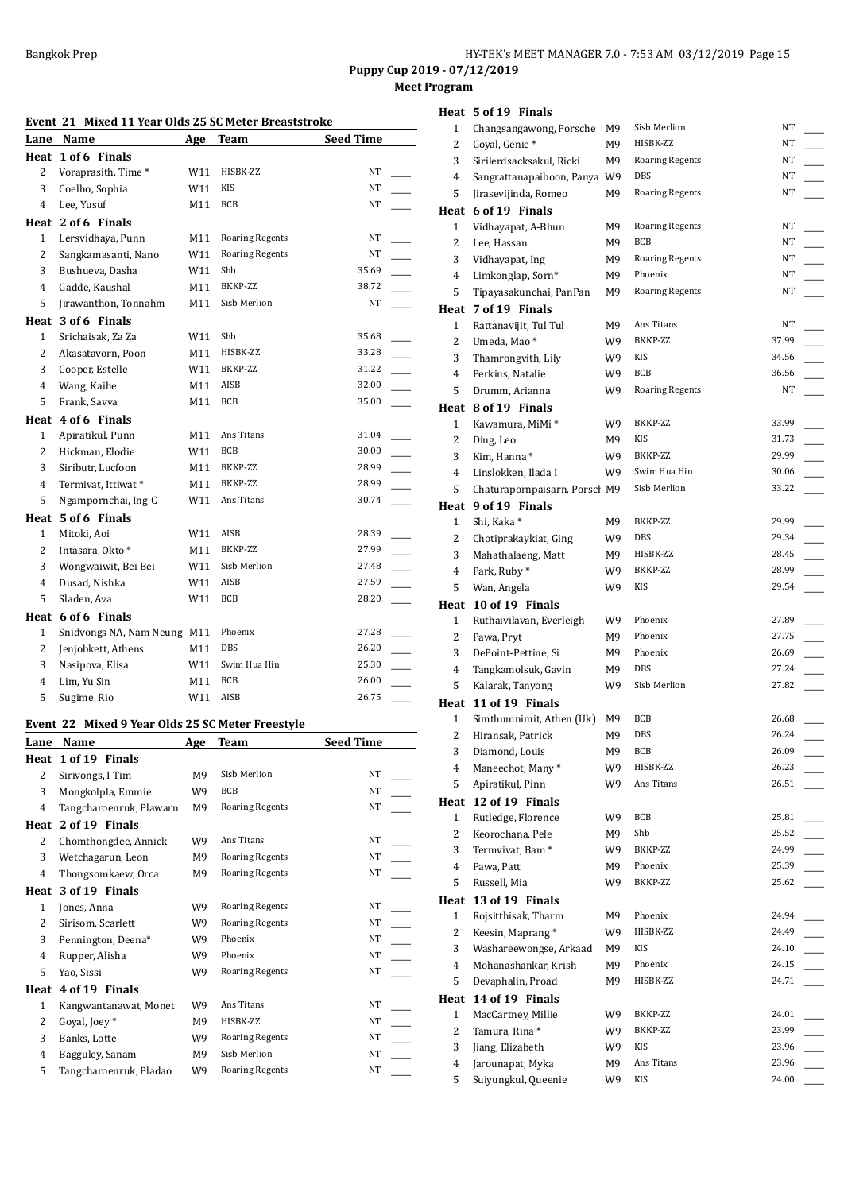**Puppy Cup 2019 - 07/12/2019**

**Meet Program**

### Event 21 Mixed 11 Year Olds 25 SC Meter Breaststroke

| Lane | Name | Age | Team | Seed Time |
|---|---|---|---|---|
| **Heat 1 of 6 Finals** | | | | |
| 2 | Voraprasith, Time * | W11 | HISBK-ZZ | NT |
| 3 | Coelho, Sophia | W11 | KIS | NT |
| 4 | Lee, Yusuf | M11 | BCB | NT |
| **Heat 2 of 6 Finals** | | | | |
| 1 | Lersvidhaya, Punn | M11 | Roaring Regents | NT |
| 2 | Sangkamasanti, Nano | W11 | Roaring Regents | NT |
| 3 | Bushueva, Dasha | W11 | Shb | 35.69 |
| 4 | Gadde, Kaushal | M11 | BKKP-ZZ | 38.72 |
| 5 | Jirawanthon, Tonnahm | M11 | Sisb Merlion | NT |
| **Heat 3 of 6 Finals** | | | | |
| 1 | Srichaisak, Za Za | W11 | Shb | 35.68 |
| 2 | Akasatavorn, Poon | M11 | HISBK-ZZ | 33.28 |
| 3 | Cooper, Estelle | W11 | BKKP-ZZ | 31.22 |
| 4 | Wang, Kaihe | M11 | AISB | 32.00 |
| 5 | Frank, Savva | M11 | BCB | 35.00 |
| **Heat 4 of 6 Finals** | | | | |
| 1 | Apiratikul, Punn | M11 | Ans Titans | 31.04 |
| 2 | Hickman, Elodie | W11 | BCB | 30.00 |
| 3 | Siributr, Lucfoon | M11 | BKKP-ZZ | 28.99 |
| 4 | Termivat, Ittiwat * | M11 | BKKP-ZZ | 28.99 |
| 5 | Ngampornchai, Ing-C | W11 | Ans Titans | 30.74 |
| **Heat 5 of 6 Finals** | | | | |
| 1 | Mitoki, Aoi | W11 | AISB | 28.39 |
| 2 | Intasara, Okto * | M11 | BKKP-ZZ | 27.99 |
| 3 | Wongwaiwit, Bei Bei | W11 | Sisb Merlion | 27.48 |
| 4 | Dusad, Nishka | W11 | AISB | 27.59 |
| 5 | Sladen, Ava | W11 | BCB | 28.20 |
| **Heat 6 of 6 Finals** | | | | |
| 1 | Snidvongs NA, Nam Neung | M11 | Phoenix | 27.28 |
| 2 | Jenjobkett, Athens | M11 | DBS | 26.20 |
| 3 | Nasipova, Elisa | W11 | Swim Hua Hin | 25.30 |
| 4 | Lim, Yu Sin | M11 | BCB | 26.00 |
| 5 | Sugime, Rio | W11 | AISB | 26.75 |

### Event 22 Mixed 9 Year Olds 25 SC Meter Freestyle

| Lane | Name | Age | Team | Seed Time |
|---|---|---|---|---|
| **Heat 1 of 19 Finals** | | | | |
| 2 | Sirivongs, I-Tim | M9 | Sisb Merlion | NT |
| 3 | Mongkolpla, Emmie | W9 | BCB | NT |
| 4 | Tangcharoenruk, Plawarn | M9 | Roaring Regents | NT |
| **Heat 2 of 19 Finals** | | | | |
| 2 | Chomthongdee, Annick | W9 | Ans Titans | NT |
| 3 | Wetchagarun, Leon | M9 | Roaring Regents | NT |
| 4 | Thongsomkaew, Orca | M9 | Roaring Regents | NT |
| **Heat 3 of 19 Finals** | | | | |
| 1 | Jones, Anna | W9 | Roaring Regents | NT |
| 2 | Sirisom, Scarlett | W9 | Roaring Regents | NT |
| 3 | Pennington, Deena* | W9 | Phoenix | NT |
| 4 | Rupper, Alisha | W9 | Phoenix | NT |
| 5 | Yao, Sissi | W9 | Roaring Regents | NT |
| **Heat 4 of 19 Finals** | | | | |
| 1 | Kangwantanawat, Monet | W9 | Ans Titans | NT |
| 2 | Goyal, Joey * | M9 | HISBK-ZZ | NT |
| 3 | Banks, Lotte | W9 | Roaring Regents | NT |
| 4 | Bagguley, Sanam | M9 | Sisb Merlion | NT |
| 5 | Tangcharoenruk, Pladao | W9 | Roaring Regents | NT |
| **Heat 5 of 19 Finals** | | | | |
| 1 | Changsangawong, Porsche | M9 | Sisb Merlion | NT |
| 2 | Goyal, Genie * | M9 | HISBK-ZZ | NT |
| 3 | Sirilerdsacksakul, Ricki | M9 | Roaring Regents | NT |
| 4 | Sangrattanapaiboon, Panya | W9 | DBS | NT |
| 5 | Jirasevijinda, Romeo | M9 | Roaring Regents | NT |
| **Heat 6 of 19 Finals** | | | | |
| 1 | Vidhayapat, A-Bhun | M9 | Roaring Regents | NT |
| 2 | Lee, Hassan | M9 | BCB | NT |
| 3 | Vidhayapat, Ing | M9 | Roaring Regents | NT |
| 4 | Limkonglap, Sorn* | M9 | Phoenix | NT |
| 5 | Tipayasakunchai, PanPan | M9 | Roaring Regents | NT |
| **Heat 7 of 19 Finals** | | | | |
| 1 | Rattanavijit, Tul Tul | M9 | Ans Titans | NT |
| 2 | Umeda, Mao * | W9 | BKKP-ZZ | 37.99 |
| 3 | Thamrongvith, Lily | W9 | KIS | 34.56 |
| 4 | Perkins, Natalie | W9 | BCB | 36.56 |
| 5 | Drumm, Arianna | W9 | Roaring Regents | NT |
| **Heat 8 of 19 Finals** | | | | |
| 1 | Kawamura, MiMi * | W9 | BKKP-ZZ | 33.99 |
| 2 | Ding, Leo | M9 | KIS | 31.73 |
| 3 | Kim, Hanna * | W9 | BKKP-ZZ | 29.99 |
| 4 | Linslokken, Ilada I | W9 | Swim Hua Hin | 30.06 |
| 5 | Chaturapornpaisarn, Porsch | M9 | Sisb Merlion | 33.22 |
| **Heat 9 of 19 Finals** | | | | |
| 1 | Shi, Kaka * | M9 | BKKP-ZZ | 29.99 |
| 2 | Chotiprakaykiat, Ging | W9 | DBS | 29.34 |
| 3 | Mahathalaeng, Matt | M9 | HISBK-ZZ | 28.45 |
| 4 | Park, Ruby * | W9 | BKKP-ZZ | 28.99 |
| 5 | Wan, Angela | W9 | KIS | 29.54 |
| **Heat 10 of 19 Finals** | | | | |
| 1 | Ruthaivilavan, Everleigh | W9 | Phoenix | 27.89 |
| 2 | Pawa, Pryt | M9 | Phoenix | 27.75 |
| 3 | DePoint-Pettine, Si | M9 | Phoenix | 26.69 |
| 4 | Tangkamolsuk, Gavin | M9 | DBS | 27.24 |
| 5 | Kalarak, Tanyong | W9 | Sisb Merlion | 27.82 |
| **Heat 11 of 19 Finals** | | | | |
| 1 | Simthumnimit, Athen (Uk) | M9 | BCB | 26.68 |
| 2 | Hiransak, Patrick | M9 | DBS | 26.24 |
| 3 | Diamond, Louis | M9 | BCB | 26.09 |
| 4 | Maneechot, Many * | W9 | HISBK-ZZ | 26.23 |
| 5 | Apiratikul, Pinn | W9 | Ans Titans | 26.51 |
| **Heat 12 of 19 Finals** | | | | |
| 1 | Rutledge, Florence | W9 | BCB | 25.81 |
| 2 | Keorochana, Pele | M9 | Shb | 25.52 |
| 3 | Termvivat, Bam * | W9 | BKKP-ZZ | 24.99 |
| 4 | Pawa, Patt | M9 | Phoenix | 25.39 |
| 5 | Russell, Mia | W9 | BKKP-ZZ | 25.62 |
| **Heat 13 of 19 Finals** | | | | |
| 1 | Rojsitthisak, Tharm | M9 | Phoenix | 24.94 |
| 2 | Keesin, Maprang * | W9 | HISBK-ZZ | 24.49 |
| 3 | Washareewongse, Arkaad | M9 | KIS | 24.10 |
| 4 | Mohanashankar, Krish | M9 | Phoenix | 24.15 |
| 5 | Devaphalin, Proad | M9 | HISBK-ZZ | 24.71 |
| **Heat 14 of 19 Finals** | | | | |
| 1 | MacCartney, Millie | W9 | BKKP-ZZ | 24.01 |
| 2 | Tamura, Rina * | W9 | BKKP-ZZ | 23.99 |
| 3 | Jiang, Elizabeth | W9 | KIS | 23.96 |
| 4 | Jarounapat, Myka | M9 | Ans Titans | 23.96 |
| 5 | Suiyungkul, Queenie | W9 | KIS | 24.00 |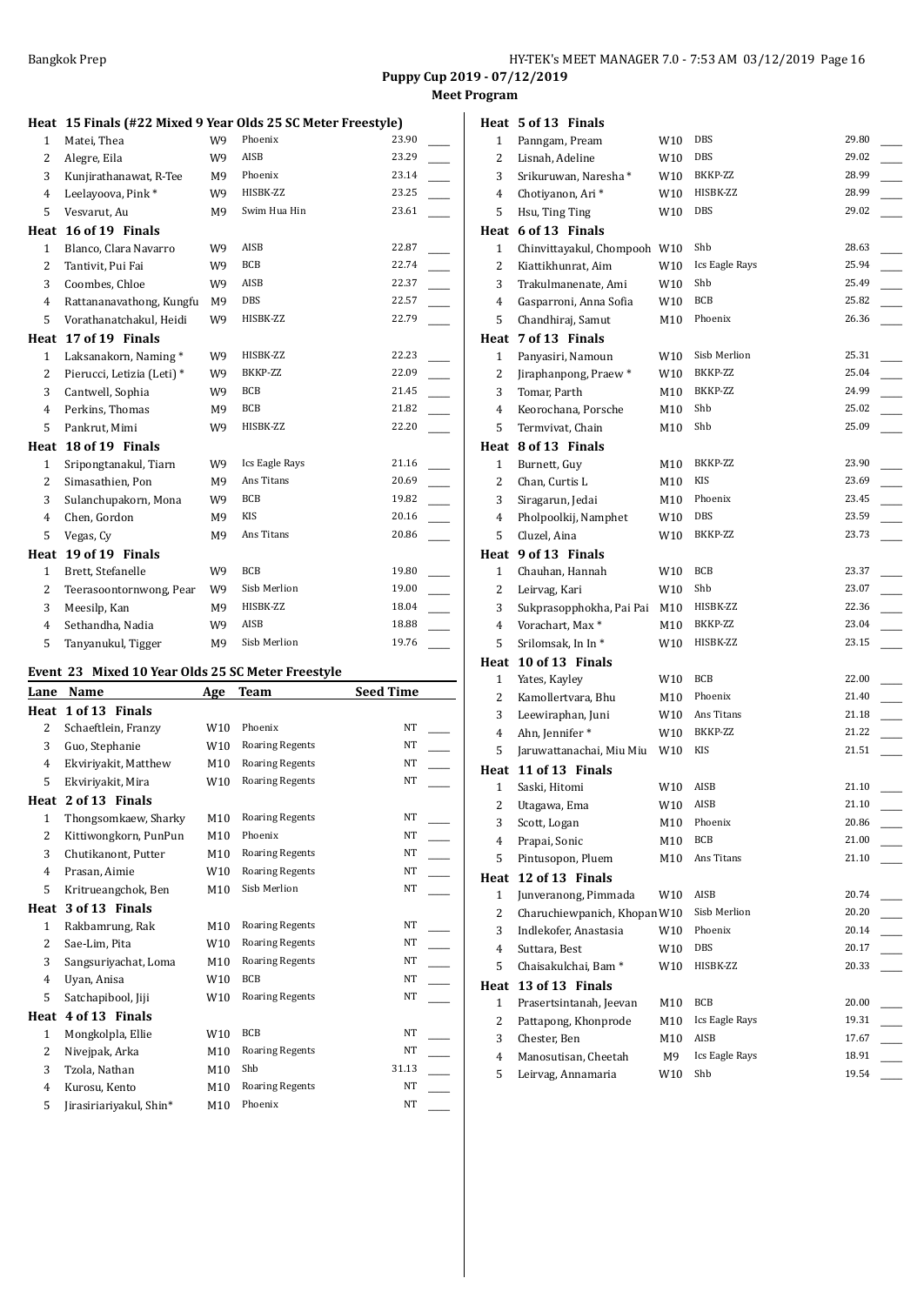**Puppy Cup 2019 - 07/12/2019**

**Meet Program**

**Heat 15 Finals (#22 Mixed 9 Year Olds 25 SC Meter Freestyle)**

| Lane | Name | Age | Team | Seed Time |
|---|---|---|---|---|
| 1 | Matei, Thea | W9 | Phoenix | 23.90 |
| 2 | Alegre, Eila | W9 | AISB | 23.29 |
| 3 | Kunjirathanawat, R-Tee | M9 | Phoenix | 23.14 |
| 4 | Leelayoova, Pink * | W9 | HISBK-ZZ | 23.25 |
| 5 | Vesvarut, Au | M9 | Swim Hua Hin | 23.61 |
| **Heat 16 of 19 Finals** | | | | |
| 1 | Blanco, Clara Navarro | W9 | AISB | 22.87 |
| 2 | Tantivit, Pui Fai | W9 | BCB | 22.74 |
| 3 | Coombes, Chloe | W9 | AISB | 22.37 |
| 4 | Rattananavathong, Kungfu | M9 | DBS | 22.57 |
| 5 | Vorathanatchakul, Heidi | W9 | HISBK-ZZ | 22.79 |
| **Heat 17 of 19 Finals** | | | | |
| 1 | Laksanakorn, Naming * | W9 | HISBK-ZZ | 22.23 |
| 2 | Pierucci, Letizia (Leti) * | W9 | BKKP-ZZ | 22.09 |
| 3 | Cantwell, Sophia | W9 | BCB | 21.45 |
| 4 | Perkins, Thomas | M9 | BCB | 21.82 |
| 5 | Pankrut, Mimi | W9 | HISBK-ZZ | 22.20 |
| **Heat 18 of 19 Finals** | | | | |
| 1 | Sripongtanakul, Tiarn | W9 | Ics Eagle Rays | 21.16 |
| 2 | Simasathien, Pon | M9 | Ans Titans | 20.69 |
| 3 | Sulanchupakorn, Mona | W9 | BCB | 19.82 |
| 4 | Chen, Gordon | M9 | KIS | 20.16 |
| 5 | Vegas, Cy | M9 | Ans Titans | 20.86 |
| **Heat 19 of 19 Finals** | | | | |
| 1 | Brett, Stefanelle | W9 | BCB | 19.80 |
| 2 | Teerasoontornwong, Pear | W9 | Sisb Merlion | 19.00 |
| 3 | Meesilp, Kan | M9 | HISBK-ZZ | 18.04 |
| 4 | Sethandha, Nadia | W9 | AISB | 18.88 |
| 5 | Tanyanukul, Tigger | M9 | Sisb Merlion | 19.76 |

**Event 23 Mixed 10 Year Olds 25 SC Meter Freestyle**

| Lane | Name | Age | Team | Seed Time |
|---|---|---|---|---|
| **Heat 1 of 13 Finals** | | | | |
| 2 | Schaeftlein, Franzy | W10 | Phoenix | NT |
| 3 | Guo, Stephanie | W10 | Roaring Regents | NT |
| 4 | Ekviriyakit, Matthew | M10 | Roaring Regents | NT |
| 5 | Ekviriyakit, Mira | W10 | Roaring Regents | NT |
| **Heat 2 of 13 Finals** | | | | |
| 1 | Thongsomkaew, Sharky | M10 | Roaring Regents | NT |
| 2 | Kittiwongkorn, PunPun | M10 | Phoenix | NT |
| 3 | Chutikanont, Putter | M10 | Roaring Regents | NT |
| 4 | Prasan, Aimie | W10 | Roaring Regents | NT |
| 5 | Kritrueangchok, Ben | M10 | Sisb Merlion | NT |
| **Heat 3 of 13 Finals** | | | | |
| 1 | Rakbamrung, Rak | M10 | Roaring Regents | NT |
| 2 | Sae-Lim, Pita | W10 | Roaring Regents | NT |
| 3 | Sangsuriyachat, Loma | M10 | Roaring Regents | NT |
| 4 | Uyan, Anisa | W10 | BCB | NT |
| 5 | Satchapibool, Jiji | W10 | Roaring Regents | NT |
| **Heat 4 of 13 Finals** | | | | |
| 1 | Mongkolpla, Ellie | W10 | BCB | NT |
| 2 | Nivejpak, Arka | M10 | Roaring Regents | NT |
| 3 | Tzola, Nathan | M10 | Shb | 31.13 |
| 4 | Kurosu, Kento | M10 | Roaring Regents | NT |
| 5 | Jirasiriariyakul, Shin* | M10 | Phoenix | NT |
| **Heat 5 of 13 Finals** | | | | |
| 1 | Panngam, Pream | W10 | DBS | 29.80 |
| 2 | Lisnah, Adeline | W10 | DBS | 29.02 |
| 3 | Srikuruwan, Naresha * | W10 | BKKP-ZZ | 28.99 |
| 4 | Chotiyanon, Ari * | W10 | HISBK-ZZ | 28.99 |
| 5 | Hsu, Ting Ting | W10 | DBS | 29.02 |
| **Heat 6 of 13 Finals** | | | | |
| 1 | Chinvittayakul, Chompooh | W10 | Shb | 28.63 |
| 2 | Kiattikhunrat, Aim | W10 | Ics Eagle Rays | 25.94 |
| 3 | Trakulmanenate, Ami | W10 | Shb | 25.49 |
| 4 | Gasparroni, Anna Sofia | W10 | BCB | 25.82 |
| 5 | Chandhiraj, Samut | M10 | Phoenix | 26.36 |
| **Heat 7 of 13 Finals** | | | | |
| 1 | Panyasiri, Namoun | W10 | Sisb Merlion | 25.31 |
| 2 | Jiraphanpong, Praew * | W10 | BKKP-ZZ | 25.04 |
| 3 | Tomar, Parth | M10 | BKKP-ZZ | 24.99 |
| 4 | Keorochana, Porsche | M10 | Shb | 25.02 |
| 5 | Termvivat, Chain | M10 | Shb | 25.09 |
| **Heat 8 of 13 Finals** | | | | |
| 1 | Burnett, Guy | M10 | BKKP-ZZ | 23.90 |
| 2 | Chan, Curtis L | M10 | KIS | 23.69 |
| 3 | Siragarun, Jedai | M10 | Phoenix | 23.45 |
| 4 | Pholpoolkij, Namphet | W10 | DBS | 23.59 |
| 5 | Cluzel, Aina | W10 | BKKP-ZZ | 23.73 |
| **Heat 9 of 13 Finals** | | | | |
| 1 | Chauhan, Hannah | W10 | BCB | 23.37 |
| 2 | Leirvag, Kari | W10 | Shb | 23.07 |
| 3 | Sukprasopphokha, Pai Pai | M10 | HISBK-ZZ | 22.36 |
| 4 | Vorachart, Max * | M10 | BKKP-ZZ | 23.04 |
| 5 | Srilomsak, In In * | W10 | HISBK-ZZ | 23.15 |
| **Heat 10 of 13 Finals** | | | | |
| 1 | Yates, Kayley | W10 | BCB | 22.00 |
| 2 | Kamollertvara, Bhu | M10 | Phoenix | 21.40 |
| 3 | Leewiraphan, Juni | W10 | Ans Titans | 21.18 |
| 4 | Ahn, Jennifer * | W10 | BKKP-ZZ | 21.22 |
| 5 | Jaruwattanachai, Miu Miu | W10 | KIS | 21.51 |
| **Heat 11 of 13 Finals** | | | | |
| 1 | Saski, Hitomi | W10 | AISB | 21.10 |
| 2 | Utagawa, Ema | W10 | AISB | 21.10 |
| 3 | Scott, Logan | M10 | Phoenix | 20.86 |
| 4 | Prapai, Sonic | M10 | BCB | 21.00 |
| 5 | Pintusopon, Pluem | M10 | Ans Titans | 21.10 |
| **Heat 12 of 13 Finals** | | | | |
| 1 | Junveranong, Pimmada | W10 | AISB | 20.74 |
| 2 | Charuchiewpanich, Khopan | W10 | Sisb Merlion | 20.20 |
| 3 | Indlekofer, Anastasia | W10 | Phoenix | 20.14 |
| 4 | Suttara, Best | W10 | DBS | 20.17 |
| 5 | Chaisakulchai, Bam * | W10 | HISBK-ZZ | 20.33 |
| **Heat 13 of 13 Finals** | | | | |
| 1 | Prasertsintanah, Jeevan | M10 | BCB | 20.00 |
| 2 | Pattapong, Khonprode | M10 | Ics Eagle Rays | 19.31 |
| 3 | Chester, Ben | M10 | AISB | 17.67 |
| 4 | Manosutisan, Cheetah | M9 | Ics Eagle Rays | 18.91 |
| 5 | Leirvag, Annamaria | W10 | Shb | 19.54 |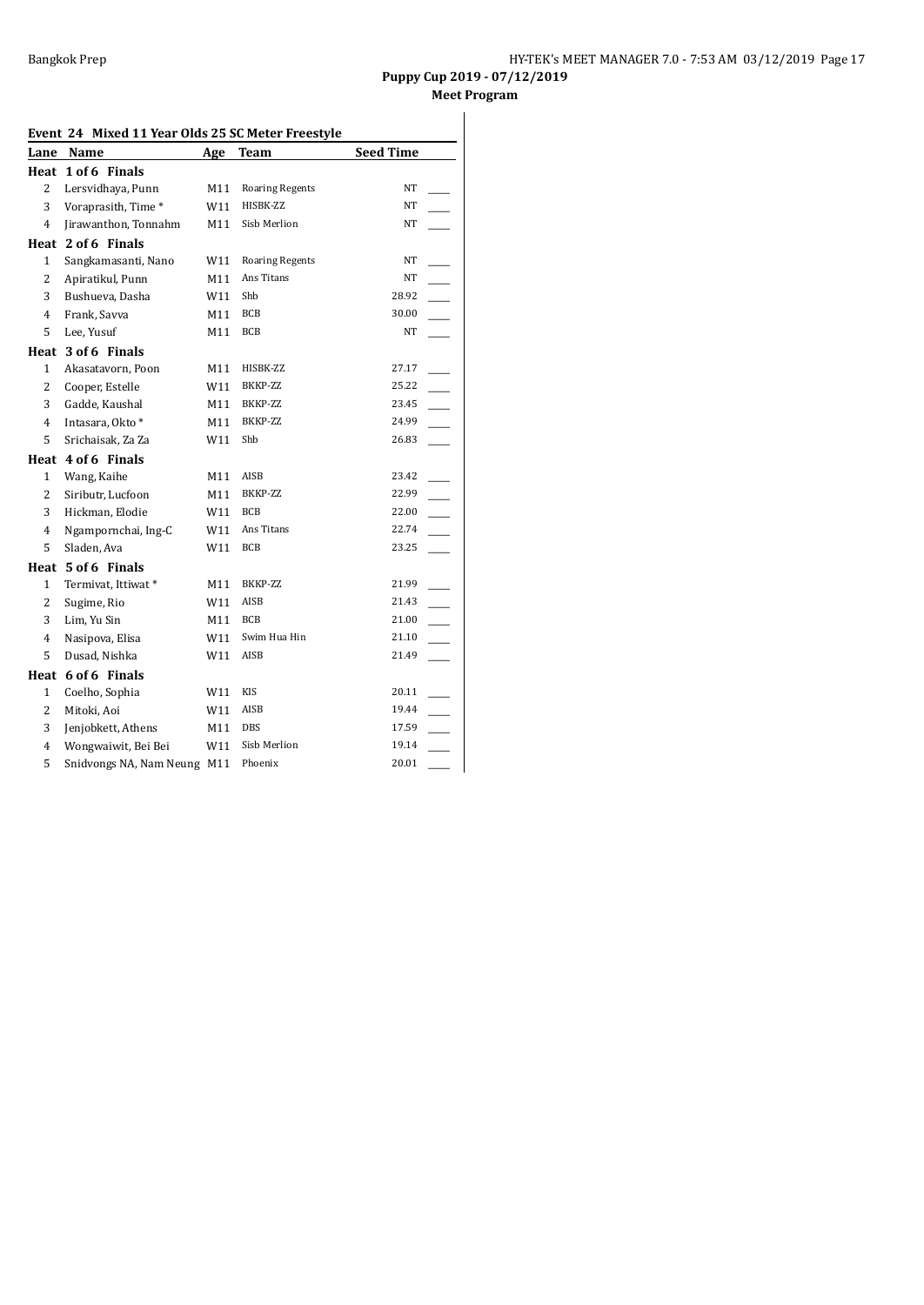Puppy Cup 2019 - 07/12/2019

Meet Program

### Event 24 Mixed 11 Year Olds 25 SC Meter Freestyle

| Lane | Name | Age | Team | Seed Time | |
|---|---|---|---|---|---|
| **Heat 1 of 6 Finals** | | | | | |
| 2 | Lersvidhaya, Punn | M11 | Roaring Regents | NT | ____ |
| 3 | Voraprasith, Time * | W11 | HISBK-ZZ | NT | ____ |
| 4 | Jirawanthon, Tonnahm | M11 | Sisb Merlion | NT | ____ |
| **Heat 2 of 6 Finals** | | | | | |
| 1 | Sangkamasanti, Nano | W11 | Roaring Regents | NT | ____ |
| 2 | Apiratikul, Punn | M11 | Ans Titans | NT | ____ |
| 3 | Bushueva, Dasha | W11 | Shb | 28.92 | ____ |
| 4 | Frank, Savva | M11 | BCB | 30.00 | ____ |
| 5 | Lee, Yusuf | M11 | BCB | NT | ____ |
| **Heat 3 of 6 Finals** | | | | | |
| 1 | Akasatavorn, Poon | M11 | HISBK-ZZ | 27.17 | ____ |
| 2 | Cooper, Estelle | W11 | BKKP-ZZ | 25.22 | ____ |
| 3 | Gadde, Kaushal | M11 | BKKP-ZZ | 23.45 | ____ |
| 4 | Intasara, Okto * | M11 | BKKP-ZZ | 24.99 | ____ |
| 5 | Srichaisak, Za Za | W11 | Shb | 26.83 | ____ |
| **Heat 4 of 6 Finals** | | | | | |
| 1 | Wang, Kaihe | M11 | AISB | 23.42 | ____ |
| 2 | Siributr, Lucfoon | M11 | BKKP-ZZ | 22.99 | ____ |
| 3 | Hickman, Elodie | W11 | BCB | 22.00 | ____ |
| 4 | Ngampornchai, Ing-C | W11 | Ans Titans | 22.74 | ____ |
| 5 | Sladen, Ava | W11 | BCB | 23.25 | ____ |
| **Heat 5 of 6 Finals** | | | | | |
| 1 | Termivat, Ittiwat * | M11 | BKKP-ZZ | 21.99 | ____ |
| 2 | Sugime, Rio | W11 | AISB | 21.43 | ____ |
| 3 | Lim, Yu Sin | M11 | BCB | 21.00 | ____ |
| 4 | Nasipova, Elisa | W11 | Swim Hua Hin | 21.10 | ____ |
| 5 | Dusad, Nishka | W11 | AISB | 21.49 | ____ |
| **Heat 6 of 6 Finals** | | | | | |
| 1 | Coelho, Sophia | W11 | KIS | 20.11 | ____ |
| 2 | Mitoki, Aoi | W11 | AISB | 19.44 | ____ |
| 3 | Jenjobkett, Athens | M11 | DBS | 17.59 | ____ |
| 4 | Wongwaiwit, Bei Bei | W11 | Sisb Merlion | 19.14 | ____ |
| 5 | Snidvongs NA, Nam Neung | M11 | Phoenix | 20.01 | ____ |